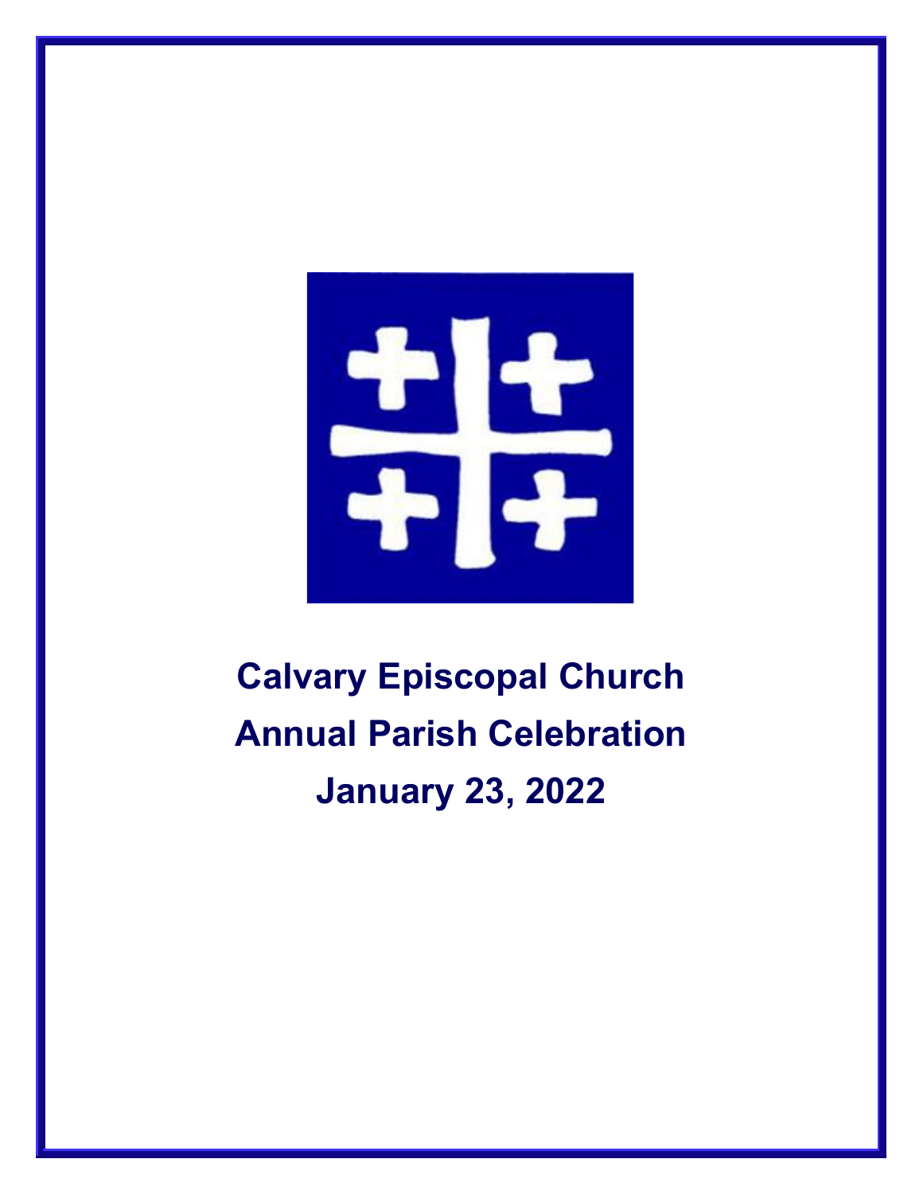# Calvary Episcopal Church

# Annual Parish Celebration

# January 23, 2022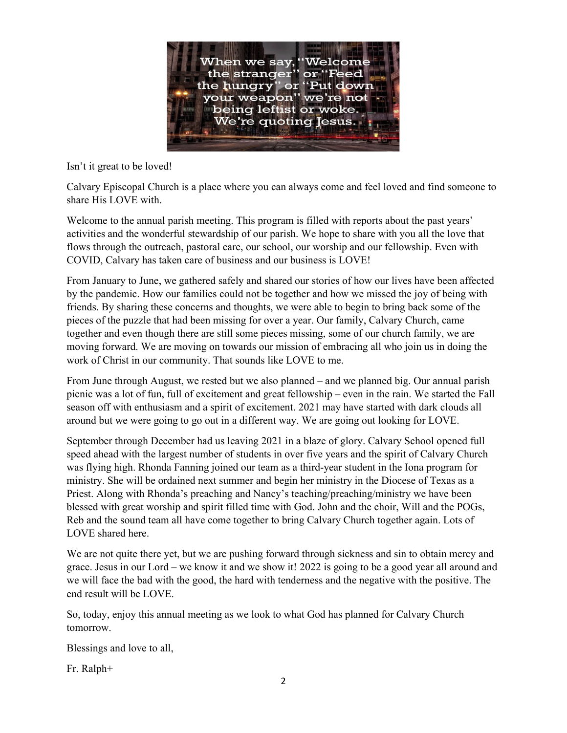When we say, "Welcome the stranger" or "Feed the hungry" or "Put down your weapon" we're not being leftist or woke. We're quoting Jesus.

Isn't it great to be loved!

Calvary Episcopal Church is a place where you can always come and feel loved and find someone to share His LOVE with.

Welcome to the annual parish meeting. This program is filled with reports about the past years' activities and the wonderful stewardship of our parish. We hope to share with you all the love that flows through the outreach, pastoral care, our school, our worship and our fellowship. Even with COVID, Calvary has taken care of business and our business is LOVE!

From January to June, we gathered safely and shared our stories of how our lives have been affected by the pandemic. How our families could not be together and how we missed the joy of being with friends. By sharing these concerns and thoughts, we were able to begin to bring back some of the pieces of the puzzle that had been missing for over a year. Our family, Calvary Church, came together and even though there are still some pieces missing, some of our church family, we are moving forward. We are moving on towards our mission of embracing all who join us in doing the work of Christ in our community. That sounds like LOVE to me.

From June through August, we rested but we also planned – and we planned big. Our annual parish picnic was a lot of fun, full of excitement and great fellowship – even in the rain. We started the Fall season off with enthusiasm and a spirit of excitement. 2021 may have started with dark clouds all around but we were going to go out in a different way. We are going out looking for LOVE.

September through December had us leaving 2021 in a blaze of glory. Calvary School opened full speed ahead with the largest number of students in over five years and the spirit of Calvary Church was flying high. Rhonda Fanning joined our team as a third-year student in the Iona program for ministry. She will be ordained next summer and begin her ministry in the Diocese of Texas as a Priest. Along with Rhonda's preaching and Nancy's teaching/preaching/ministry we have been blessed with great worship and spirit filled time with God. John and the choir, Will and the POGs, Reb and the sound team all have come together to bring Calvary Church together again. Lots of LOVE shared here.

We are not quite there yet, but we are pushing forward through sickness and sin to obtain mercy and grace. Jesus in our Lord – we know it and we show it! 2022 is going to be a good year all around and we will face the bad with the good, the hard with tenderness and the negative with the positive. The end result will be LOVE.

So, today, enjoy this annual meeting as we look to what God has planned for Calvary Church tomorrow.

Blessings and love to all,

Fr. Ralph+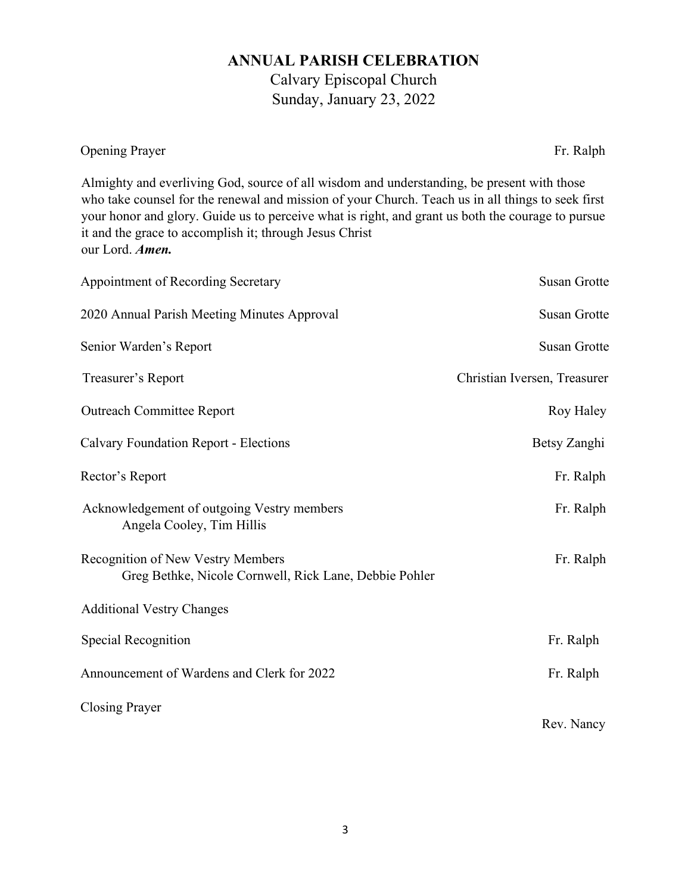# ANNUAL PARISH CELEBRATION

## Calvary Episcopal Church
## Sunday, January 23, 2022

| | |
|---|---|
| Opening Prayer | Fr. Ralph |

Almighty and everliving God, source of all wisdom and understanding, be present with those who take counsel for the renewal and mission of your Church. Teach us in all things to seek first your honor and glory. Guide us to perceive what is right, and grant us both the courage to pursue it and the grace to accomplish it; through Jesus Christ our Lord. ***Amen.***

| | |
|---|---|
| Appointment of Recording Secretary | Susan Grotte |
| 2020 Annual Parish Meeting Minutes Approval | Susan Grotte |
| Senior Warden's Report | Susan Grotte |
| Treasurer's Report | Christian Iversen, Treasurer |
| Outreach Committee Report | Roy Haley |
| Calvary Foundation Report - Elections | Betsy Zanghi |
| Rector's Report | Fr. Ralph |
| Acknowledgement of outgoing Vestry members<br>Angela Cooley, Tim Hillis | Fr. Ralph |
| Recognition of New Vestry Members<br>Greg Bethke, Nicole Cornwell, Rick Lane, Debbie Pohler | Fr. Ralph |
| Additional Vestry Changes | |
| Special Recognition | Fr. Ralph |
| Announcement of Wardens and Clerk for 2022 | Fr. Ralph |
| Closing Prayer | Rev. Nancy |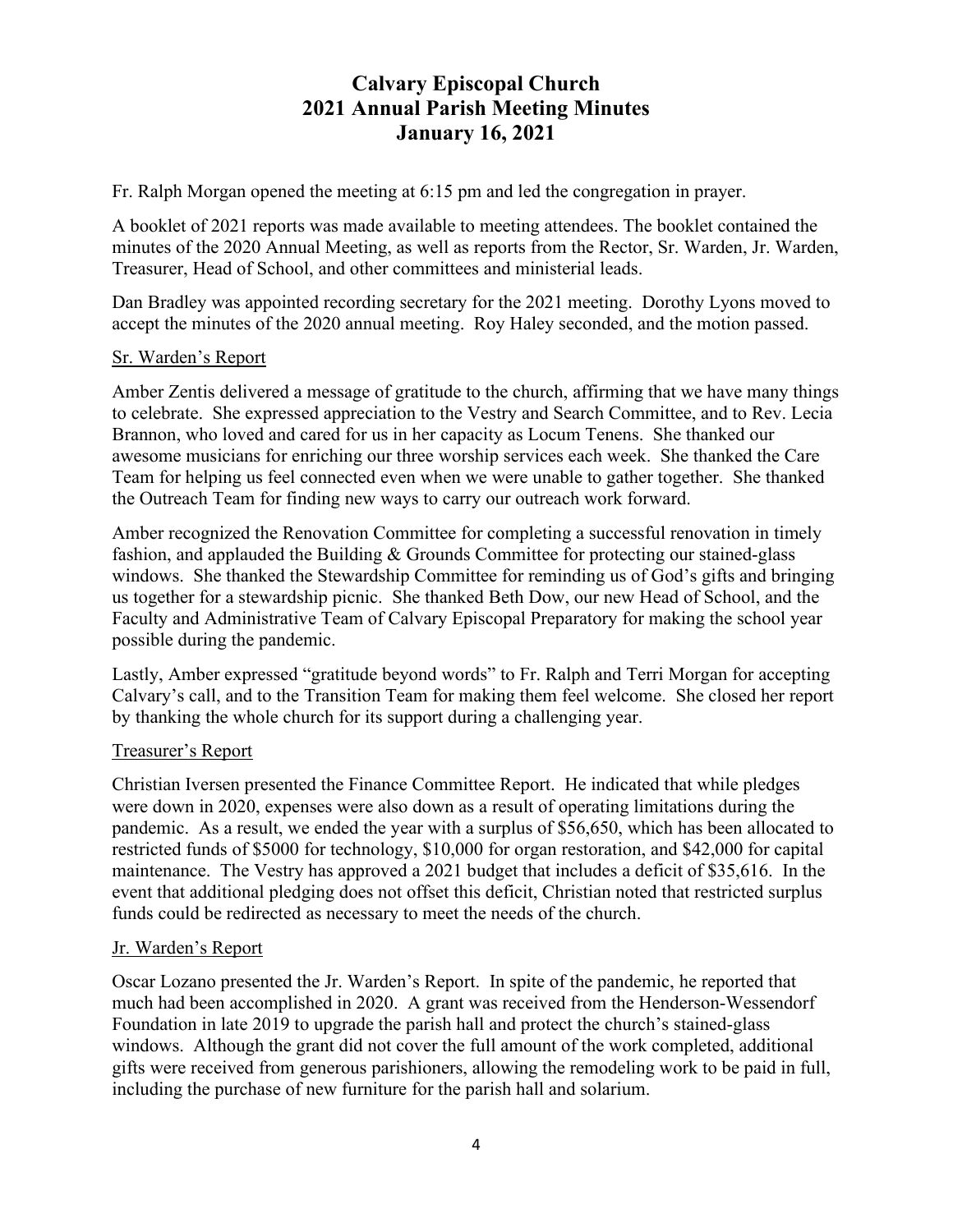# Calvary Episcopal Church
# 2021 Annual Parish Meeting Minutes
# January 16, 2021

Fr. Ralph Morgan opened the meeting at 6:15 pm and led the congregation in prayer.

A booklet of 2021 reports was made available to meeting attendees. The booklet contained the minutes of the 2020 Annual Meeting, as well as reports from the Rector, Sr. Warden, Jr. Warden, Treasurer, Head of School, and other committees and ministerial leads.

Dan Bradley was appointed recording secretary for the 2021 meeting. Dorothy Lyons moved to accept the minutes of the 2020 annual meeting. Roy Haley seconded, and the motion passed.

## Sr. Warden's Report

Amber Zentis delivered a message of gratitude to the church, affirming that we have many things to celebrate. She expressed appreciation to the Vestry and Search Committee, and to Rev. Lecia Brannon, who loved and cared for us in her capacity as Locum Tenens. She thanked our awesome musicians for enriching our three worship services each week. She thanked the Care Team for helping us feel connected even when we were unable to gather together. She thanked the Outreach Team for finding new ways to carry our outreach work forward.

Amber recognized the Renovation Committee for completing a successful renovation in timely fashion, and applauded the Building & Grounds Committee for protecting our stained-glass windows. She thanked the Stewardship Committee for reminding us of God's gifts and bringing us together for a stewardship picnic. She thanked Beth Dow, our new Head of School, and the Faculty and Administrative Team of Calvary Episcopal Preparatory for making the school year possible during the pandemic.

Lastly, Amber expressed "gratitude beyond words" to Fr. Ralph and Terri Morgan for accepting Calvary's call, and to the Transition Team for making them feel welcome. She closed her report by thanking the whole church for its support during a challenging year.

## Treasurer's Report

Christian Iversen presented the Finance Committee Report. He indicated that while pledges were down in 2020, expenses were also down as a result of operating limitations during the pandemic. As a result, we ended the year with a surplus of $56,650, which has been allocated to restricted funds of $5000 for technology, $10,000 for organ restoration, and $42,000 for capital maintenance. The Vestry has approved a 2021 budget that includes a deficit of $35,616. In the event that additional pledging does not offset this deficit, Christian noted that restricted surplus funds could be redirected as necessary to meet the needs of the church.

## Jr. Warden's Report

Oscar Lozano presented the Jr. Warden's Report. In spite of the pandemic, he reported that much had been accomplished in 2020. A grant was received from the Henderson-Wessendorf Foundation in late 2019 to upgrade the parish hall and protect the church's stained-glass windows. Although the grant did not cover the full amount of the work completed, additional gifts were received from generous parishioners, allowing the remodeling work to be paid in full, including the purchase of new furniture for the parish hall and solarium.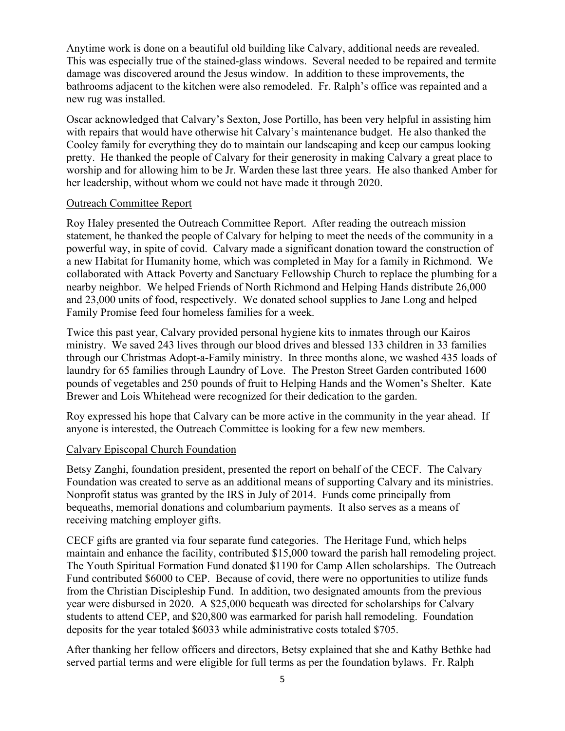Anytime work is done on a beautiful old building like Calvary, additional needs are revealed. This was especially true of the stained-glass windows. Several needed to be repaired and termite damage was discovered around the Jesus window. In addition to these improvements, the bathrooms adjacent to the kitchen were also remodeled. Fr. Ralph's office was repainted and a new rug was installed.

Oscar acknowledged that Calvary's Sexton, Jose Portillo, has been very helpful in assisting him with repairs that would have otherwise hit Calvary's maintenance budget. He also thanked the Cooley family for everything they do to maintain our landscaping and keep our campus looking pretty. He thanked the people of Calvary for their generosity in making Calvary a great place to worship and for allowing him to be Jr. Warden these last three years. He also thanked Amber for her leadership, without whom we could not have made it through 2020.

<u>Outreach Committee Report</u>

Roy Haley presented the Outreach Committee Report. After reading the outreach mission statement, he thanked the people of Calvary for helping to meet the needs of the community in a powerful way, in spite of covid. Calvary made a significant donation toward the construction of a new Habitat for Humanity home, which was completed in May for a family in Richmond. We collaborated with Attack Poverty and Sanctuary Fellowship Church to replace the plumbing for a nearby neighbor. We helped Friends of North Richmond and Helping Hands distribute 26,000 and 23,000 units of food, respectively. We donated school supplies to Jane Long and helped Family Promise feed four homeless families for a week.

Twice this past year, Calvary provided personal hygiene kits to inmates through our Kairos ministry. We saved 243 lives through our blood drives and blessed 133 children in 33 families through our Christmas Adopt-a-Family ministry. In three months alone, we washed 435 loads of laundry for 65 families through Laundry of Love. The Preston Street Garden contributed 1600 pounds of vegetables and 250 pounds of fruit to Helping Hands and the Women's Shelter. Kate Brewer and Lois Whitehead were recognized for their dedication to the garden.

Roy expressed his hope that Calvary can be more active in the community in the year ahead. If anyone is interested, the Outreach Committee is looking for a few new members.

<u>Calvary Episcopal Church Foundation</u>

Betsy Zanghi, foundation president, presented the report on behalf of the CECF. The Calvary Foundation was created to serve as an additional means of supporting Calvary and its ministries. Nonprofit status was granted by the IRS in July of 2014. Funds come principally from bequeaths, memorial donations and columbarium payments. It also serves as a means of receiving matching employer gifts.

CECF gifts are granted via four separate fund categories. The Heritage Fund, which helps maintain and enhance the facility, contributed $15,000 toward the parish hall remodeling project. The Youth Spiritual Formation Fund donated $1190 for Camp Allen scholarships. The Outreach Fund contributed $6000 to CEP. Because of covid, there were no opportunities to utilize funds from the Christian Discipleship Fund. In addition, two designated amounts from the previous year were disbursed in 2020. A $25,000 bequeath was directed for scholarships for Calvary students to attend CEP, and $20,800 was earmarked for parish hall remodeling. Foundation deposits for the year totaled $6033 while administrative costs totaled $705.

After thanking her fellow officers and directors, Betsy explained that she and Kathy Bethke had served partial terms and were eligible for full terms as per the foundation bylaws. Fr. Ralph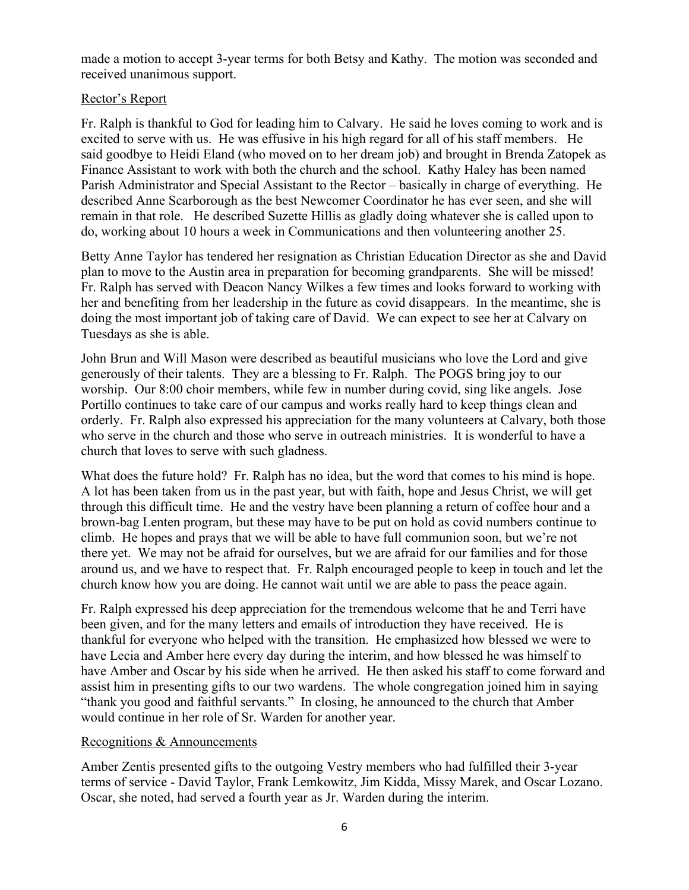made a motion to accept 3-year terms for both Betsy and Kathy. The motion was seconded and received unanimous support.

<u>Rector's Report</u>

Fr. Ralph is thankful to God for leading him to Calvary. He said he loves coming to work and is excited to serve with us. He was effusive in his high regard for all of his staff members. He said goodbye to Heidi Eland (who moved on to her dream job) and brought in Brenda Zatopek as Finance Assistant to work with both the church and the school. Kathy Haley has been named Parish Administrator and Special Assistant to the Rector – basically in charge of everything. He described Anne Scarborough as the best Newcomer Coordinator he has ever seen, and she will remain in that role. He described Suzette Hillis as gladly doing whatever she is called upon to do, working about 10 hours a week in Communications and then volunteering another 25.

Betty Anne Taylor has tendered her resignation as Christian Education Director as she and David plan to move to the Austin area in preparation for becoming grandparents. She will be missed! Fr. Ralph has served with Deacon Nancy Wilkes a few times and looks forward to working with her and benefiting from her leadership in the future as covid disappears. In the meantime, she is doing the most important job of taking care of David. We can expect to see her at Calvary on Tuesdays as she is able.

John Brun and Will Mason were described as beautiful musicians who love the Lord and give generously of their talents. They are a blessing to Fr. Ralph. The POGS bring joy to our worship. Our 8:00 choir members, while few in number during covid, sing like angels. Jose Portillo continues to take care of our campus and works really hard to keep things clean and orderly. Fr. Ralph also expressed his appreciation for the many volunteers at Calvary, both those who serve in the church and those who serve in outreach ministries. It is wonderful to have a church that loves to serve with such gladness.

What does the future hold? Fr. Ralph has no idea, but the word that comes to his mind is hope. A lot has been taken from us in the past year, but with faith, hope and Jesus Christ, we will get through this difficult time. He and the vestry have been planning a return of coffee hour and a brown-bag Lenten program, but these may have to be put on hold as covid numbers continue to climb. He hopes and prays that we will be able to have full communion soon, but we're not there yet. We may not be afraid for ourselves, but we are afraid for our families and for those around us, and we have to respect that. Fr. Ralph encouraged people to keep in touch and let the church know how you are doing. He cannot wait until we are able to pass the peace again.

Fr. Ralph expressed his deep appreciation for the tremendous welcome that he and Terri have been given, and for the many letters and emails of introduction they have received. He is thankful for everyone who helped with the transition. He emphasized how blessed we were to have Lecia and Amber here every day during the interim, and how blessed he was himself to have Amber and Oscar by his side when he arrived. He then asked his staff to come forward and assist him in presenting gifts to our two wardens. The whole congregation joined him in saying "thank you good and faithful servants." In closing, he announced to the church that Amber would continue in her role of Sr. Warden for another year.

<u>Recognitions & Announcements</u>

Amber Zentis presented gifts to the outgoing Vestry members who had fulfilled their 3-year terms of service - David Taylor, Frank Lemkowitz, Jim Kidda, Missy Marek, and Oscar Lozano. Oscar, she noted, had served a fourth year as Jr. Warden during the interim.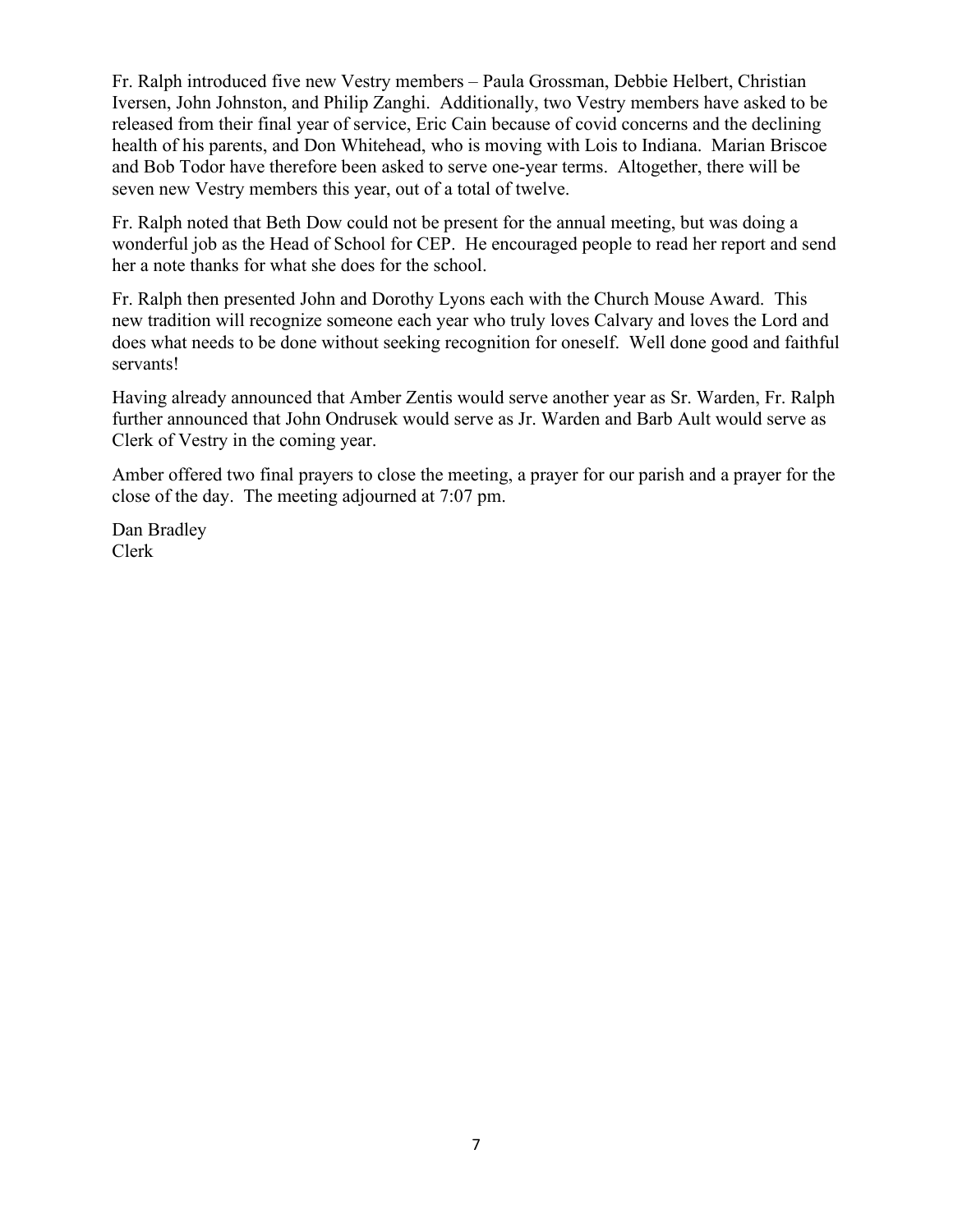Fr. Ralph introduced five new Vestry members – Paula Grossman, Debbie Helbert, Christian Iversen, John Johnston, and Philip Zanghi. Additionally, two Vestry members have asked to be released from their final year of service, Eric Cain because of covid concerns and the declining health of his parents, and Don Whitehead, who is moving with Lois to Indiana. Marian Briscoe and Bob Todor have therefore been asked to serve one-year terms. Altogether, there will be seven new Vestry members this year, out of a total of twelve.

Fr. Ralph noted that Beth Dow could not be present for the annual meeting, but was doing a wonderful job as the Head of School for CEP. He encouraged people to read her report and send her a note thanks for what she does for the school.

Fr. Ralph then presented John and Dorothy Lyons each with the Church Mouse Award. This new tradition will recognize someone each year who truly loves Calvary and loves the Lord and does what needs to be done without seeking recognition for oneself. Well done good and faithful servants!

Having already announced that Amber Zentis would serve another year as Sr. Warden, Fr. Ralph further announced that John Ondrusek would serve as Jr. Warden and Barb Ault would serve as Clerk of Vestry in the coming year.

Amber offered two final prayers to close the meeting, a prayer for our parish and a prayer for the close of the day. The meeting adjourned at 7:07 pm.

Dan Bradley
Clerk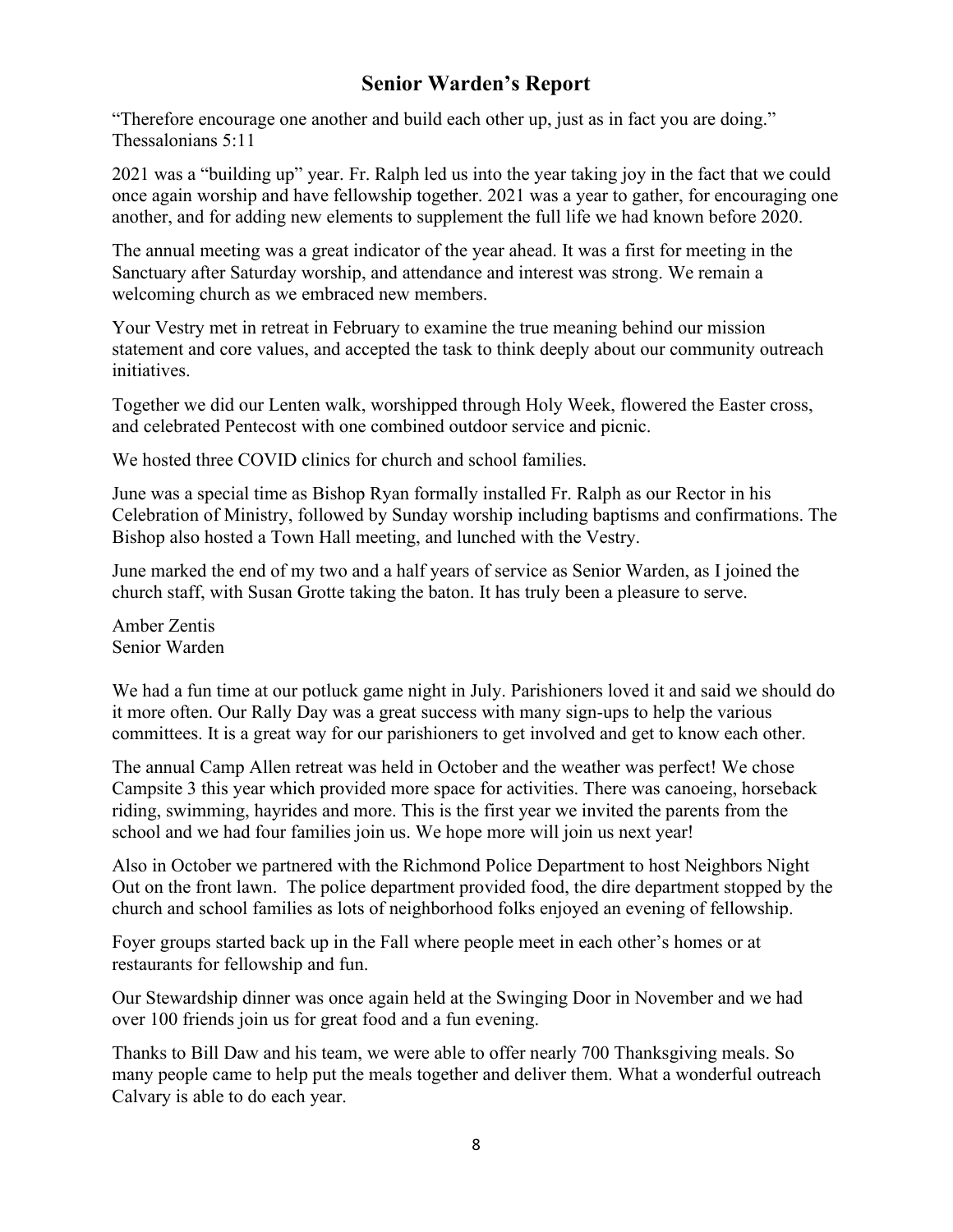## Senior Warden's Report

"Therefore encourage one another and build each other up, just as in fact you are doing." Thessalonians 5:11

2021 was a "building up" year. Fr. Ralph led us into the year taking joy in the fact that we could once again worship and have fellowship together. 2021 was a year to gather, for encouraging one another, and for adding new elements to supplement the full life we had known before 2020.

The annual meeting was a great indicator of the year ahead. It was a first for meeting in the Sanctuary after Saturday worship, and attendance and interest was strong. We remain a welcoming church as we embraced new members.

Your Vestry met in retreat in February to examine the true meaning behind our mission statement and core values, and accepted the task to think deeply about our community outreach initiatives.

Together we did our Lenten walk, worshipped through Holy Week, flowered the Easter cross, and celebrated Pentecost with one combined outdoor service and picnic.

We hosted three COVID clinics for church and school families.

June was a special time as Bishop Ryan formally installed Fr. Ralph as our Rector in his Celebration of Ministry, followed by Sunday worship including baptisms and confirmations. The Bishop also hosted a Town Hall meeting, and lunched with the Vestry.

June marked the end of my two and a half years of service as Senior Warden, as I joined the church staff, with Susan Grotte taking the baton. It has truly been a pleasure to serve.

Amber Zentis
Senior Warden

We had a fun time at our potluck game night in July. Parishioners loved it and said we should do it more often. Our Rally Day was a great success with many sign-ups to help the various committees. It is a great way for our parishioners to get involved and get to know each other.

The annual Camp Allen retreat was held in October and the weather was perfect! We chose Campsite 3 this year which provided more space for activities. There was canoeing, horseback riding, swimming, hayrides and more. This is the first year we invited the parents from the school and we had four families join us. We hope more will join us next year!

Also in October we partnered with the Richmond Police Department to host Neighbors Night Out on the front lawn. The police department provided food, the dire department stopped by the church and school families as lots of neighborhood folks enjoyed an evening of fellowship.

Foyer groups started back up in the Fall where people meet in each other's homes or at restaurants for fellowship and fun.

Our Stewardship dinner was once again held at the Swinging Door in November and we had over 100 friends join us for great food and a fun evening.

Thanks to Bill Daw and his team, we were able to offer nearly 700 Thanksgiving meals. So many people came to help put the meals together and deliver them. What a wonderful outreach Calvary is able to do each year.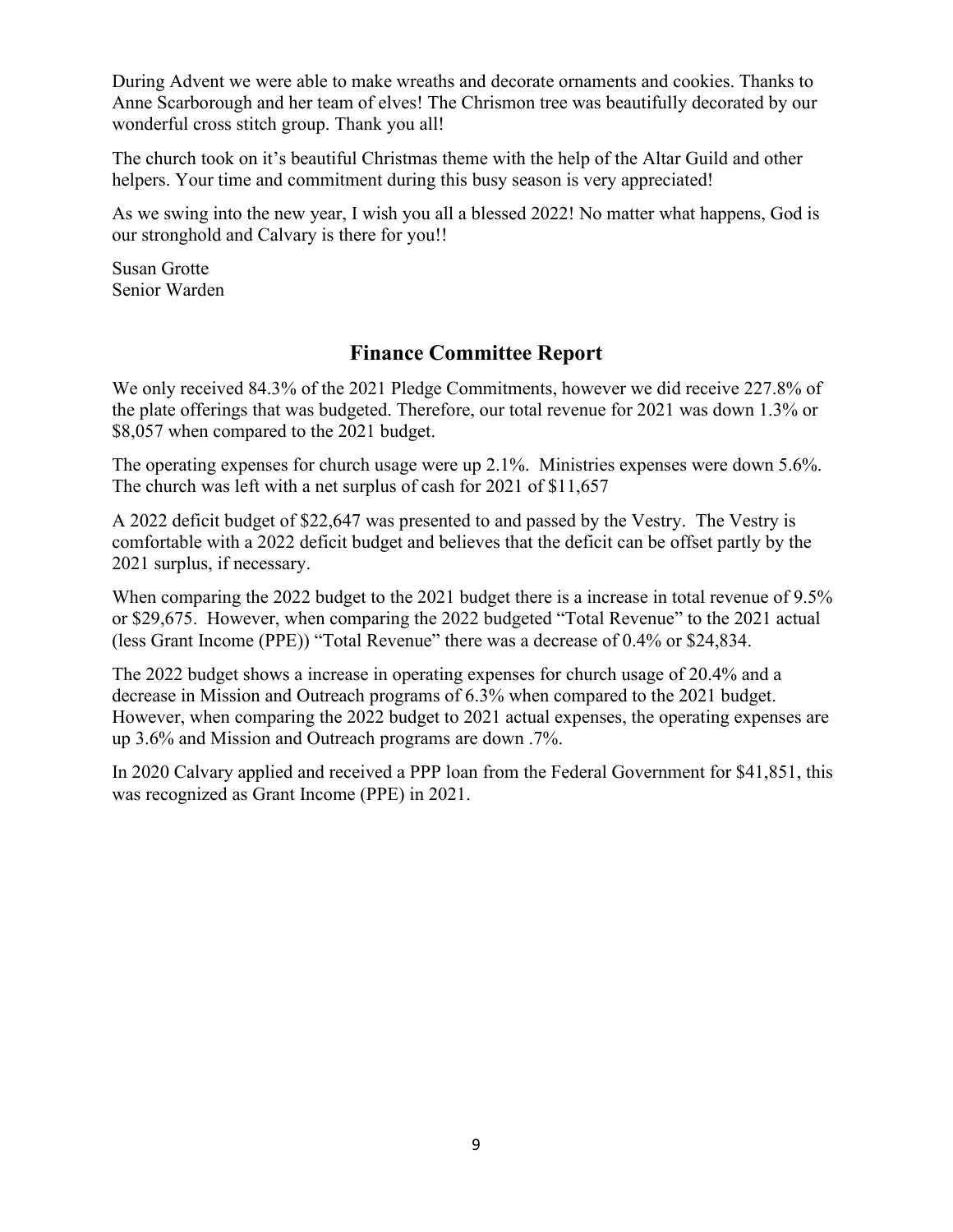During Advent we were able to make wreaths and decorate ornaments and cookies. Thanks to Anne Scarborough and her team of elves! The Chrismon tree was beautifully decorated by our wonderful cross stitch group. Thank you all!

The church took on it's beautiful Christmas theme with the help of the Altar Guild and other helpers. Your time and commitment during this busy season is very appreciated!

As we swing into the new year, I wish you all a blessed 2022! No matter what happens, God is our stronghold and Calvary is there for you!!

Susan Grotte
Senior Warden

## Finance Committee Report

We only received 84.3% of the 2021 Pledge Commitments, however we did receive 227.8% of the plate offerings that was budgeted. Therefore, our total revenue for 2021 was down 1.3% or $8,057 when compared to the 2021 budget.

The operating expenses for church usage were up 2.1%. Ministries expenses were down 5.6%. The church was left with a net surplus of cash for 2021 of $11,657

A 2022 deficit budget of $22,647 was presented to and passed by the Vestry. The Vestry is comfortable with a 2022 deficit budget and believes that the deficit can be offset partly by the 2021 surplus, if necessary.

When comparing the 2022 budget to the 2021 budget there is a increase in total revenue of 9.5% or $29,675. However, when comparing the 2022 budgeted "Total Revenue" to the 2021 actual (less Grant Income (PPE)) "Total Revenue" there was a decrease of 0.4% or $24,834.

The 2022 budget shows a increase in operating expenses for church usage of 20.4% and a decrease in Mission and Outreach programs of 6.3% when compared to the 2021 budget. However, when comparing the 2022 budget to 2021 actual expenses, the operating expenses are up 3.6% and Mission and Outreach programs are down .7%.

In 2020 Calvary applied and received a PPP loan from the Federal Government for $41,851, this was recognized as Grant Income (PPE) in 2021.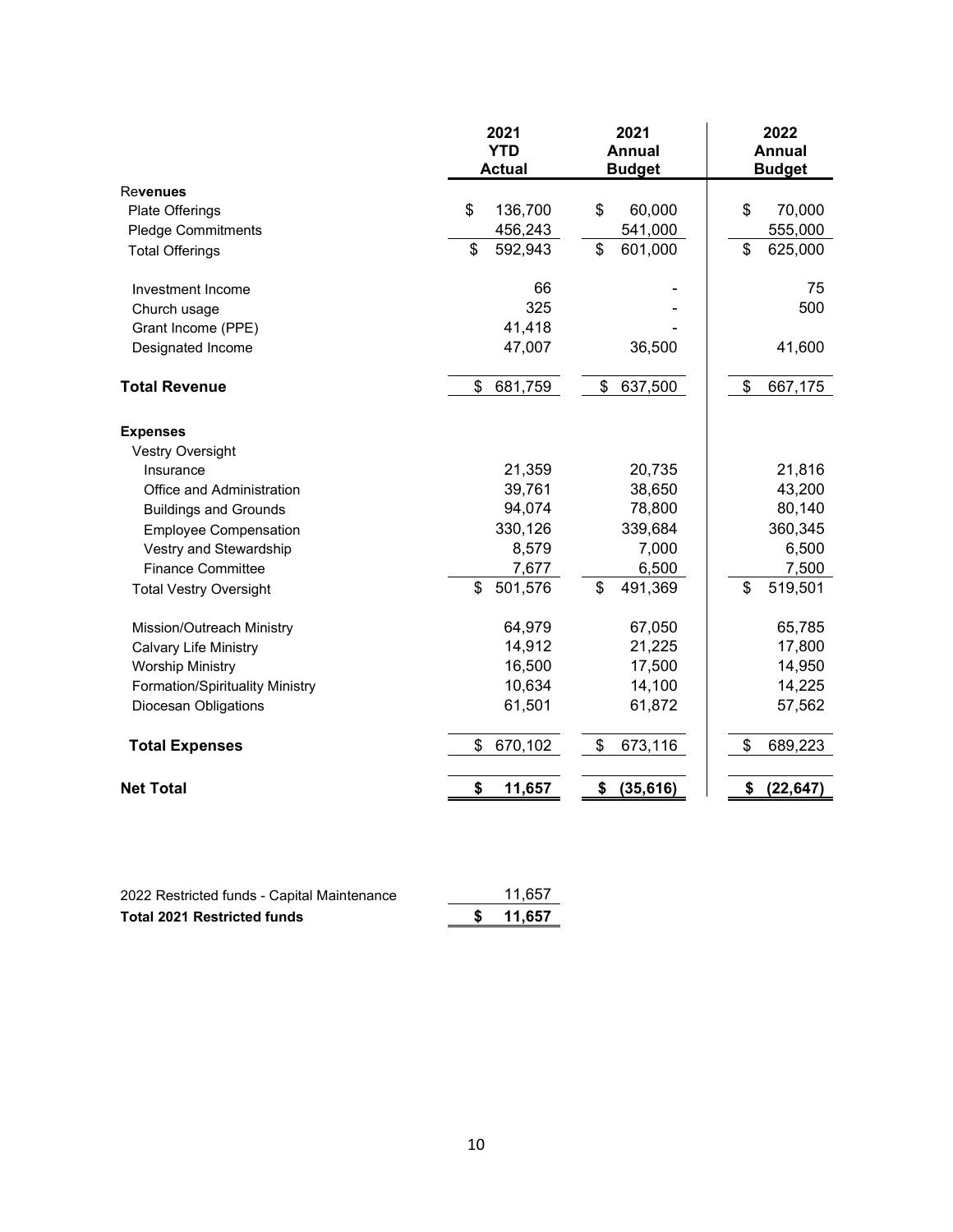| | 2021 YTD Actual | 2021 Annual Budget | 2022 Annual Budget |
|---|---|---|---|
| **Revenues** | | | |
| Plate Offerings | $ 136,700 | $ 60,000 | $ 70,000 |
| Pledge Commitments | 456,243 | 541,000 | 555,000 |
| Total Offerings | $ 592,943 | $ 601,000 | $ 625,000 |
| | | | |
| Investment Income | 66 | - | 75 |
| Church usage | 325 | - | 500 |
| Grant Income (PPE) | 41,418 | - | |
| Designated Income | 47,007 | 36,500 | 41,600 |
| | | | |
| **Total Revenue** | $ 681,759 | $ 637,500 | $ 667,175 |
| | | | |
| **Expenses** | | | |
| Vestry Oversight | | | |
| Insurance | 21,359 | 20,735 | 21,816 |
| Office and Administration | 39,761 | 38,650 | 43,200 |
| Buildings and Grounds | 94,074 | 78,800 | 80,140 |
| Employee Compensation | 330,126 | 339,684 | 360,345 |
| Vestry and Stewardship | 8,579 | 7,000 | 6,500 |
| Finance Committee | 7,677 | 6,500 | 7,500 |
| Total Vestry Oversight | $ 501,576 | $ 491,369 | $ 519,501 |
| | | | |
| Mission/Outreach Ministry | 64,979 | 67,050 | 65,785 |
| Calvary Life Ministry | 14,912 | 21,225 | 17,800 |
| Worship Ministry | 16,500 | 17,500 | 14,950 |
| Formation/Spirituality Ministry | 10,634 | 14,100 | 14,225 |
| Diocesan Obligations | 61,501 | 61,872 | 57,562 |
| | | | |
| **Total Expenses** | $ 670,102 | $ 673,116 | $ 689,223 |
| | | | |
| **Net Total** | **$ 11,657** | **$ (35,616)** | **$ (22,647)** |

| | |
|---|---|
| 2022 Restricted funds - Capital Maintenance | 11,657 |
| **Total 2021 Restricted funds** | **$ 11,657** |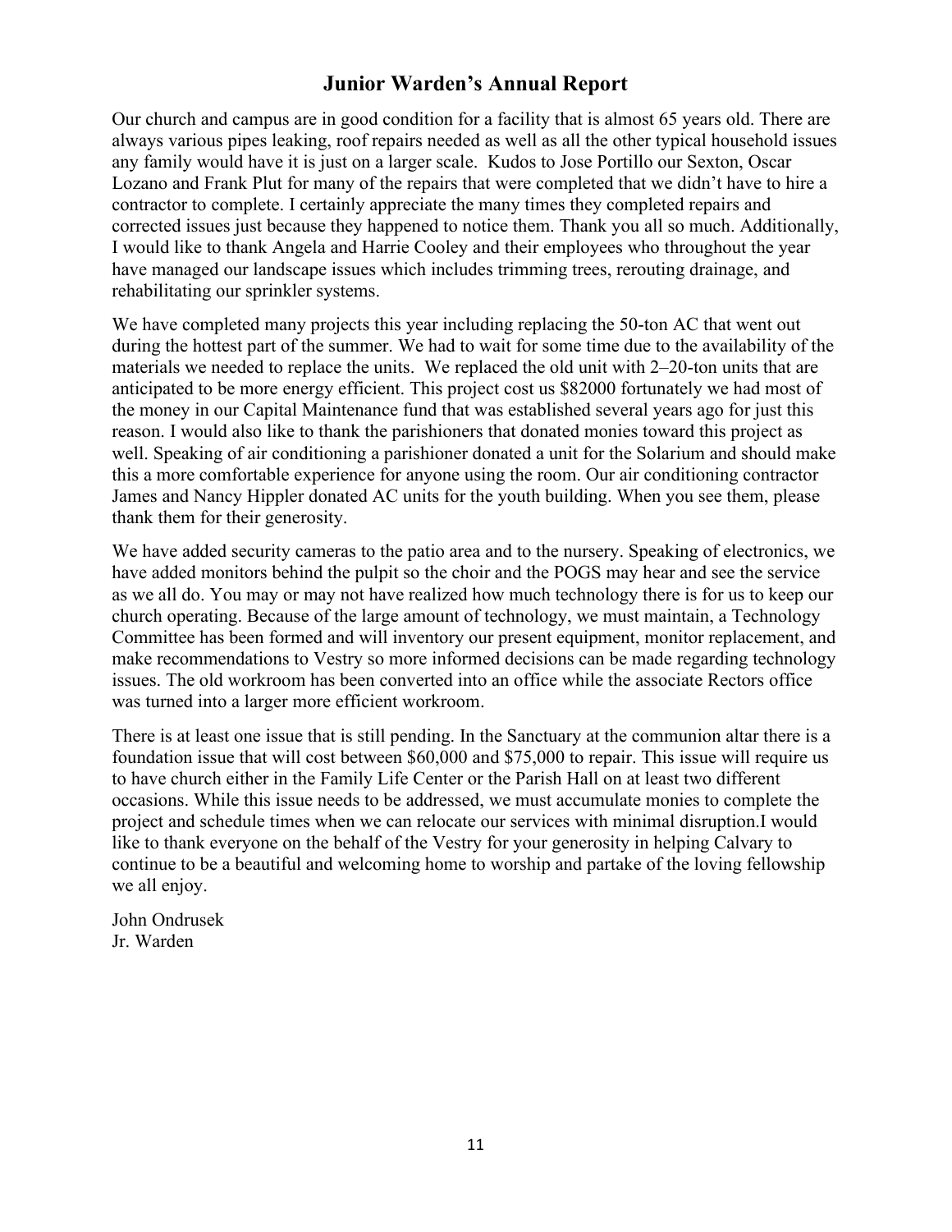## Junior Warden's Annual Report

Our church and campus are in good condition for a facility that is almost 65 years old. There are always various pipes leaking, roof repairs needed as well as all the other typical household issues any family would have it is just on a larger scale.  Kudos to Jose Portillo our Sexton, Oscar Lozano and Frank Plut for many of the repairs that were completed that we didn't have to hire a contractor to complete. I certainly appreciate the many times they completed repairs and corrected issues just because they happened to notice them. Thank you all so much. Additionally, I would like to thank Angela and Harrie Cooley and their employees who throughout the year have managed our landscape issues which includes trimming trees, rerouting drainage, and rehabilitating our sprinkler systems.

We have completed many projects this year including replacing the 50-ton AC that went out during the hottest part of the summer. We had to wait for some time due to the availability of the materials we needed to replace the units.  We replaced the old unit with 2–20-ton units that are anticipated to be more energy efficient. This project cost us $82000 fortunately we had most of the money in our Capital Maintenance fund that was established several years ago for just this reason. I would also like to thank the parishioners that donated monies toward this project as well. Speaking of air conditioning a parishioner donated a unit for the Solarium and should make this a more comfortable experience for anyone using the room. Our air conditioning contractor James and Nancy Hippler donated AC units for the youth building. When you see them, please thank them for their generosity.

We have added security cameras to the patio area and to the nursery. Speaking of electronics, we have added monitors behind the pulpit so the choir and the POGS may hear and see the service as we all do. You may or may not have realized how much technology there is for us to keep our church operating. Because of the large amount of technology, we must maintain, a Technology Committee has been formed and will inventory our present equipment, monitor replacement, and make recommendations to Vestry so more informed decisions can be made regarding technology issues. The old workroom has been converted into an office while the associate Rectors office was turned into a larger more efficient workroom.

There is at least one issue that is still pending. In the Sanctuary at the communion altar there is a foundation issue that will cost between $60,000 and $75,000 to repair. This issue will require us to have church either in the Family Life Center or the Parish Hall on at least two different occasions. While this issue needs to be addressed, we must accumulate monies to complete the project and schedule times when we can relocate our services with minimal disruption.I would like to thank everyone on the behalf of the Vestry for your generosity in helping Calvary to continue to be a beautiful and welcoming home to worship and partake of the loving fellowship we all enjoy.

John Ondrusek  
Jr. Warden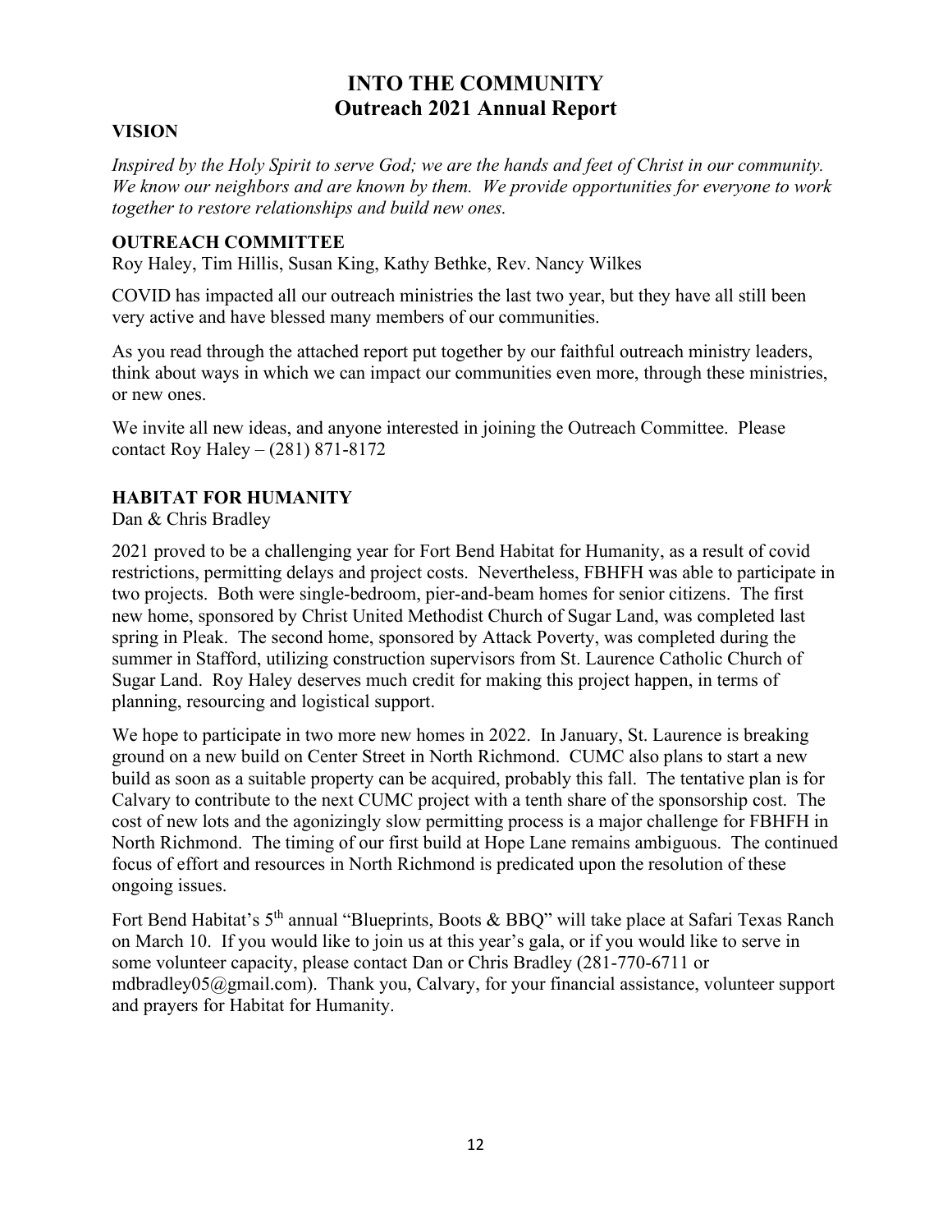# INTO THE COMMUNITY
## Outreach 2021 Annual Report

### VISION

*Inspired by the Holy Spirit to serve God; we are the hands and feet of Christ in our community. We know our neighbors and are known by them. We provide opportunities for everyone to work together to restore relationships and build new ones.*

### OUTREACH COMMITTEE

Roy Haley, Tim Hillis, Susan King, Kathy Bethke, Rev. Nancy Wilkes

COVID has impacted all our outreach ministries the last two year, but they have all still been very active and have blessed many members of our communities.

As you read through the attached report put together by our faithful outreach ministry leaders, think about ways in which we can impact our communities even more, through these ministries, or new ones.

We invite all new ideas, and anyone interested in joining the Outreach Committee. Please contact Roy Haley – (281) 871-8172

### HABITAT FOR HUMANITY

Dan & Chris Bradley

2021 proved to be a challenging year for Fort Bend Habitat for Humanity, as a result of covid restrictions, permitting delays and project costs. Nevertheless, FBHFH was able to participate in two projects. Both were single-bedroom, pier-and-beam homes for senior citizens. The first new home, sponsored by Christ United Methodist Church of Sugar Land, was completed last spring in Pleak. The second home, sponsored by Attack Poverty, was completed during the summer in Stafford, utilizing construction supervisors from St. Laurence Catholic Church of Sugar Land. Roy Haley deserves much credit for making this project happen, in terms of planning, resourcing and logistical support.

We hope to participate in two more new homes in 2022. In January, St. Laurence is breaking ground on a new build on Center Street in North Richmond. CUMC also plans to start a new build as soon as a suitable property can be acquired, probably this fall. The tentative plan is for Calvary to contribute to the next CUMC project with a tenth share of the sponsorship cost. The cost of new lots and the agonizingly slow permitting process is a major challenge for FBHFH in North Richmond. The timing of our first build at Hope Lane remains ambiguous. The continued focus of effort and resources in North Richmond is predicated upon the resolution of these ongoing issues.

Fort Bend Habitat's 5th annual "Blueprints, Boots & BBQ" will take place at Safari Texas Ranch on March 10. If you would like to join us at this year's gala, or if you would like to serve in some volunteer capacity, please contact Dan or Chris Bradley (281-770-6711 or mdbradley05@gmail.com). Thank you, Calvary, for your financial assistance, volunteer support and prayers for Habitat for Humanity.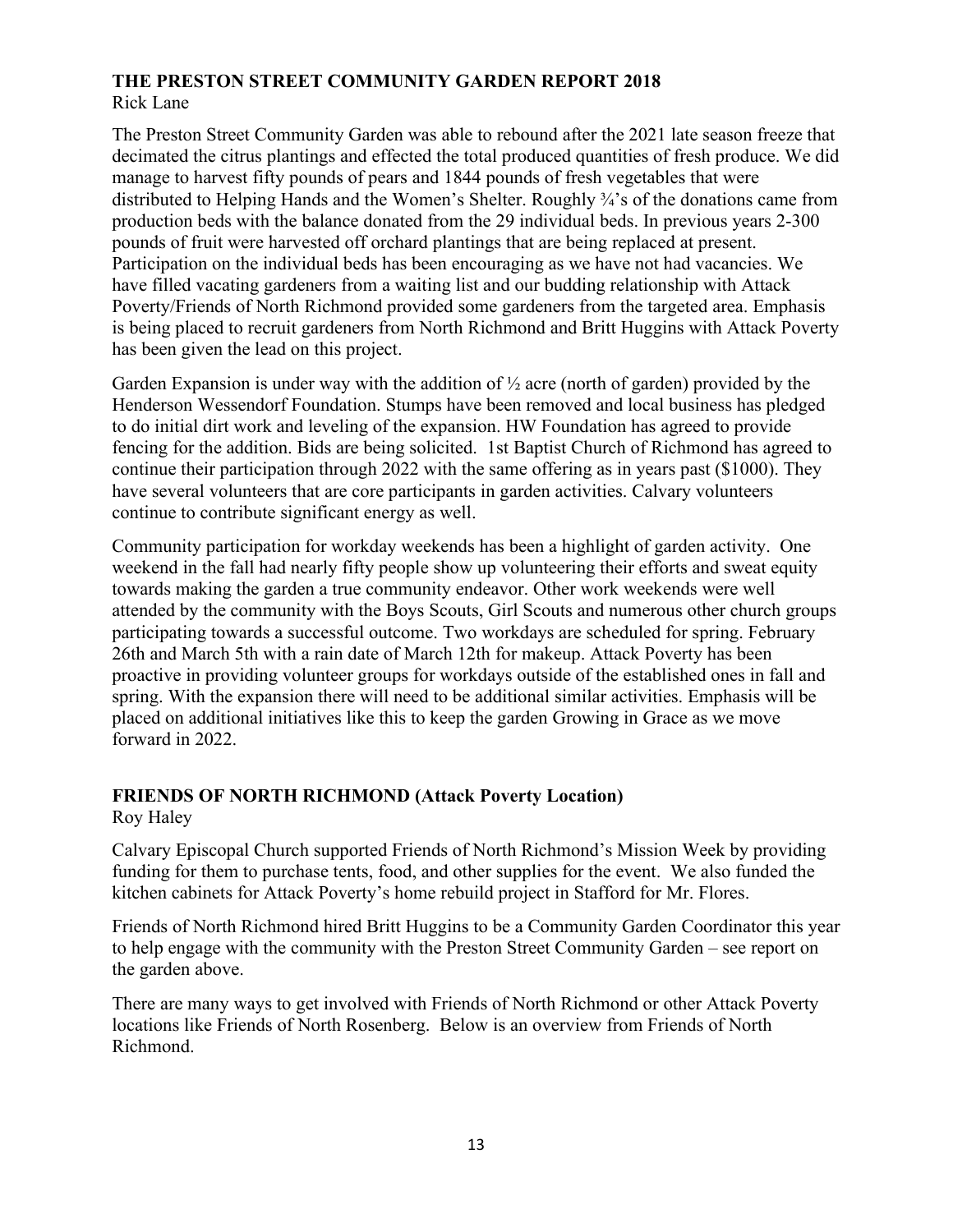## THE PRESTON STREET COMMUNITY GARDEN REPORT 2018

Rick Lane

The Preston Street Community Garden was able to rebound after the 2021 late season freeze that decimated the citrus plantings and effected the total produced quantities of fresh produce. We did manage to harvest fifty pounds of pears and 1844 pounds of fresh vegetables that were distributed to Helping Hands and the Women's Shelter. Roughly ¾'s of the donations came from production beds with the balance donated from the 29 individual beds. In previous years 2-300 pounds of fruit were harvested off orchard plantings that are being replaced at present. Participation on the individual beds has been encouraging as we have not had vacancies. We have filled vacating gardeners from a waiting list and our budding relationship with Attack Poverty/Friends of North Richmond provided some gardeners from the targeted area. Emphasis is being placed to recruit gardeners from North Richmond and Britt Huggins with Attack Poverty has been given the lead on this project.

Garden Expansion is under way with the addition of ½ acre (north of garden) provided by the Henderson Wessendorf Foundation. Stumps have been removed and local business has pledged to do initial dirt work and leveling of the expansion. HW Foundation has agreed to provide fencing for the addition. Bids are being solicited. 1st Baptist Church of Richmond has agreed to continue their participation through 2022 with the same offering as in years past ($1000). They have several volunteers that are core participants in garden activities. Calvary volunteers continue to contribute significant energy as well.

Community participation for workday weekends has been a highlight of garden activity. One weekend in the fall had nearly fifty people show up volunteering their efforts and sweat equity towards making the garden a true community endeavor. Other work weekends were well attended by the community with the Boys Scouts, Girl Scouts and numerous other church groups participating towards a successful outcome. Two workdays are scheduled for spring. February 26th and March 5th with a rain date of March 12th for makeup. Attack Poverty has been proactive in providing volunteer groups for workdays outside of the established ones in fall and spring. With the expansion there will need to be additional similar activities. Emphasis will be placed on additional initiatives like this to keep the garden Growing in Grace as we move forward in 2022.

## FRIENDS OF NORTH RICHMOND (Attack Poverty Location)

Roy Haley

Calvary Episcopal Church supported Friends of North Richmond's Mission Week by providing funding for them to purchase tents, food, and other supplies for the event. We also funded the kitchen cabinets for Attack Poverty's home rebuild project in Stafford for Mr. Flores.

Friends of North Richmond hired Britt Huggins to be a Community Garden Coordinator this year to help engage with the community with the Preston Street Community Garden – see report on the garden above.

There are many ways to get involved with Friends of North Richmond or other Attack Poverty locations like Friends of North Rosenberg. Below is an overview from Friends of North Richmond.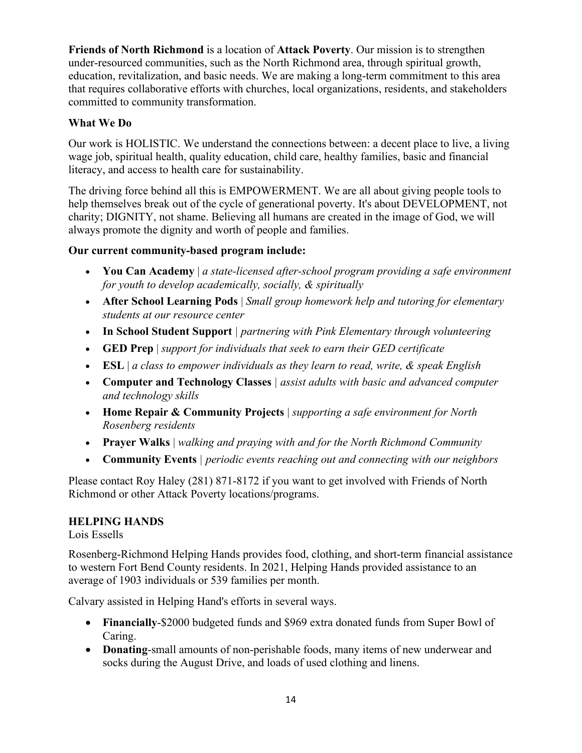**Friends of North Richmond** is a location of **Attack Poverty**. Our mission is to strengthen under-resourced communities, such as the North Richmond area, through spiritual growth, education, revitalization, and basic needs. We are making a long-term commitment to this area that requires collaborative efforts with churches, local organizations, residents, and stakeholders committed to community transformation.

**What We Do**

Our work is HOLISTIC. We understand the connections between: a decent place to live, a living wage job, spiritual health, quality education, child care, healthy families, basic and financial literacy, and access to health care for sustainability.

The driving force behind all this is EMPOWERMENT. We are all about giving people tools to help themselves break out of the cycle of generational poverty. It's about DEVELOPMENT, not charity; DIGNITY, not shame. Believing all humans are created in the image of God, we will always promote the dignity and worth of people and families.

**Our current community-based program include:**

- **You Can Academy** | *a state-licensed after-school program providing a safe environment for youth to develop academically, socially, & spiritually*
- **After School Learning Pods** | *Small group homework help and tutoring for elementary students at our resource center*
- **In School Student Support** | *partnering with Pink Elementary through volunteering*
- **GED Prep** | *support for individuals that seek to earn their GED certificate*
- **ESL** | *a class to empower individuals as they learn to read, write, & speak English*
- **Computer and Technology Classes** | *assist adults with basic and advanced computer and technology skills*
- **Home Repair & Community Projects** | *supporting a safe environment for North Rosenberg residents*
- **Prayer Walks** | *walking and praying with and for the North Richmond Community*
- **Community Events** | *periodic events reaching out and connecting with our neighbors*

Please contact Roy Haley (281) 871-8172 if you want to get involved with Friends of North Richmond or other Attack Poverty locations/programs.

**HELPING HANDS**

Lois Essells

Rosenberg-Richmond Helping Hands provides food, clothing, and short-term financial assistance to western Fort Bend County residents. In 2021, Helping Hands provided assistance to an average of 1903 individuals or 539 families per month.

Calvary assisted in Helping Hand's efforts in several ways.

- **Financially**-$2000 budgeted funds and $969 extra donated funds from Super Bowl of Caring.
- **Donating**-small amounts of non-perishable foods, many items of new underwear and socks during the August Drive, and loads of used clothing and linens.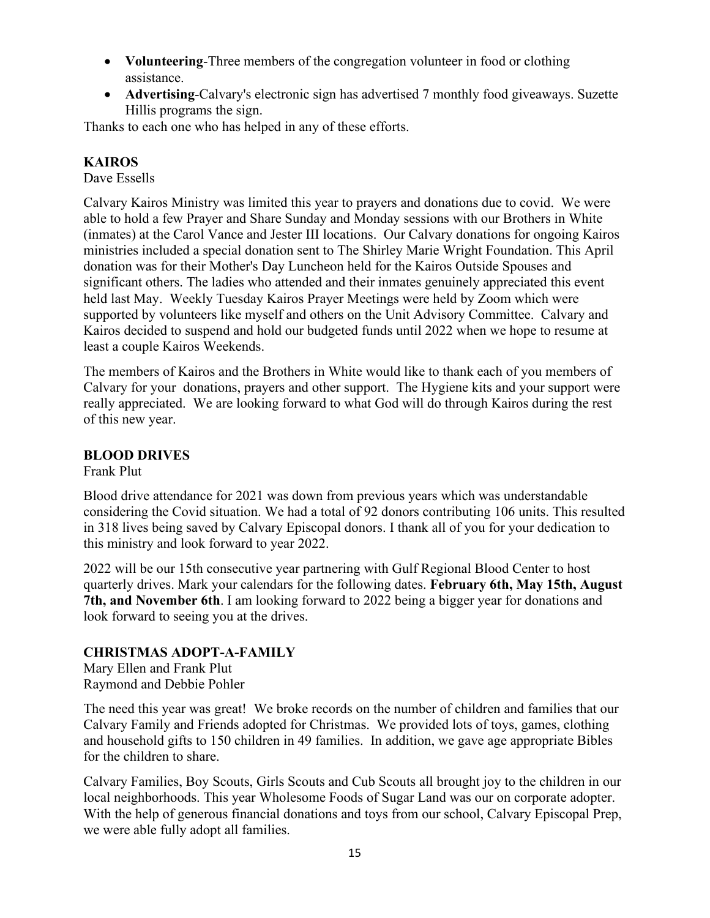- **Volunteering**-Three members of the congregation volunteer in food or clothing assistance.
- **Advertising**-Calvary's electronic sign has advertised 7 monthly food giveaways. Suzette Hillis programs the sign.

Thanks to each one who has helped in any of these efforts.

## KAIROS

Dave Essells

Calvary Kairos Ministry was limited this year to prayers and donations due to covid. We were able to hold a few Prayer and Share Sunday and Monday sessions with our Brothers in White (inmates) at the Carol Vance and Jester III locations. Our Calvary donations for ongoing Kairos ministries included a special donation sent to The Shirley Marie Wright Foundation. This April donation was for their Mother's Day Luncheon held for the Kairos Outside Spouses and significant others. The ladies who attended and their inmates genuinely appreciated this event held last May. Weekly Tuesday Kairos Prayer Meetings were held by Zoom which were supported by volunteers like myself and others on the Unit Advisory Committee. Calvary and Kairos decided to suspend and hold our budgeted funds until 2022 when we hope to resume at least a couple Kairos Weekends.

The members of Kairos and the Brothers in White would like to thank each of you members of Calvary for your donations, prayers and other support. The Hygiene kits and your support were really appreciated. We are looking forward to what God will do through Kairos during the rest of this new year.

## BLOOD DRIVES

Frank Plut

Blood drive attendance for 2021 was down from previous years which was understandable considering the Covid situation. We had a total of 92 donors contributing 106 units. This resulted in 318 lives being saved by Calvary Episcopal donors. I thank all of you for your dedication to this ministry and look forward to year 2022.

2022 will be our 15th consecutive year partnering with Gulf Regional Blood Center to host quarterly drives. Mark your calendars for the following dates. **February 6th, May 15th, August 7th, and November 6th**. I am looking forward to 2022 being a bigger year for donations and look forward to seeing you at the drives.

## CHRISTMAS ADOPT-A-FAMILY

Mary Ellen and Frank Plut
Raymond and Debbie Pohler

The need this year was great! We broke records on the number of children and families that our Calvary Family and Friends adopted for Christmas. We provided lots of toys, games, clothing and household gifts to 150 children in 49 families. In addition, we gave age appropriate Bibles for the children to share.

Calvary Families, Boy Scouts, Girls Scouts and Cub Scouts all brought joy to the children in our local neighborhoods. This year Wholesome Foods of Sugar Land was our on corporate adopter. With the help of generous financial donations and toys from our school, Calvary Episcopal Prep, we were able fully adopt all families.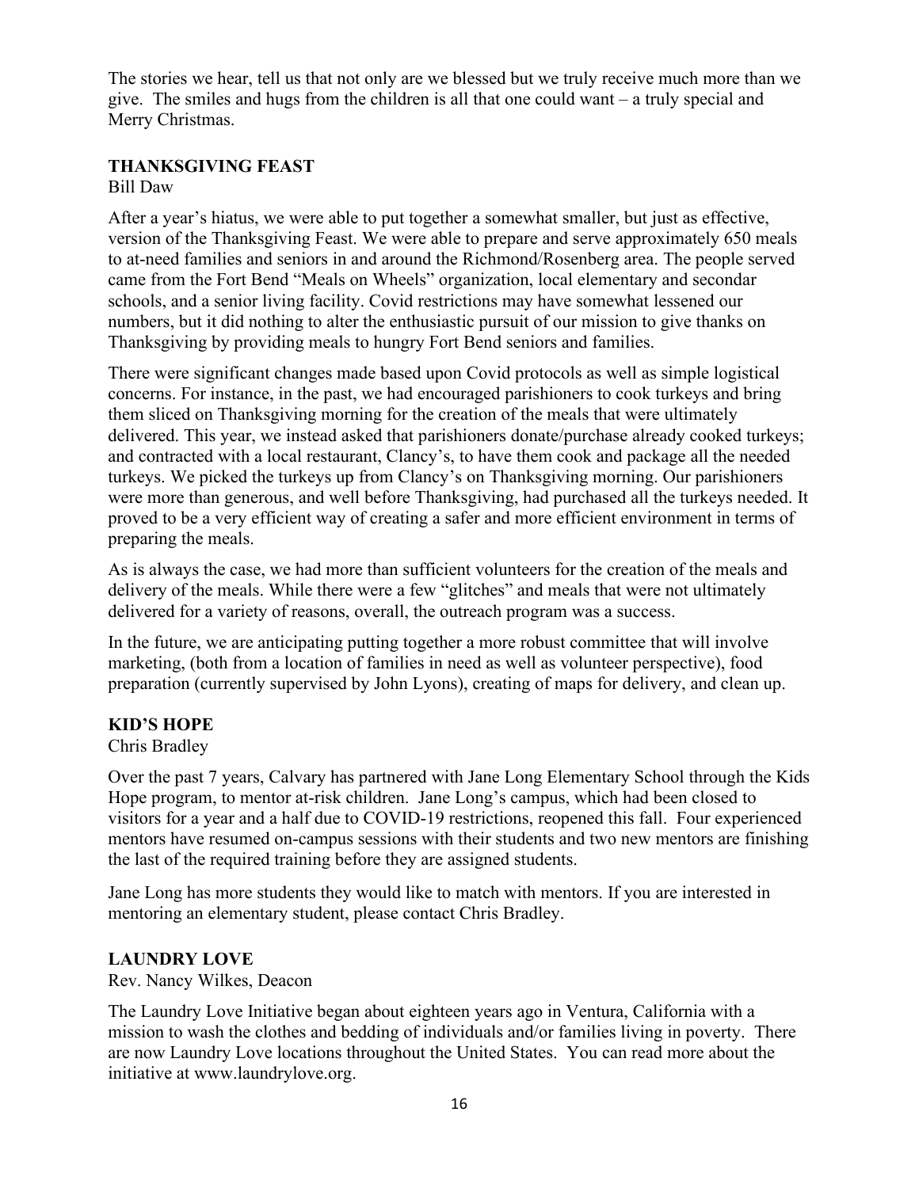The stories we hear, tell us that not only are we blessed but we truly receive much more than we give. The smiles and hugs from the children is all that one could want – a truly special and Merry Christmas.

### THANKSGIVING FEAST

Bill Daw

After a year's hiatus, we were able to put together a somewhat smaller, but just as effective, version of the Thanksgiving Feast. We were able to prepare and serve approximately 650 meals to at-need families and seniors in and around the Richmond/Rosenberg area. The people served came from the Fort Bend "Meals on Wheels" organization, local elementary and secondar schools, and a senior living facility. Covid restrictions may have somewhat lessened our numbers, but it did nothing to alter the enthusiastic pursuit of our mission to give thanks on Thanksgiving by providing meals to hungry Fort Bend seniors and families.

There were significant changes made based upon Covid protocols as well as simple logistical concerns. For instance, in the past, we had encouraged parishioners to cook turkeys and bring them sliced on Thanksgiving morning for the creation of the meals that were ultimately delivered. This year, we instead asked that parishioners donate/purchase already cooked turkeys; and contracted with a local restaurant, Clancy's, to have them cook and package all the needed turkeys. We picked the turkeys up from Clancy's on Thanksgiving morning. Our parishioners were more than generous, and well before Thanksgiving, had purchased all the turkeys needed. It proved to be a very efficient way of creating a safer and more efficient environment in terms of preparing the meals.

As is always the case, we had more than sufficient volunteers for the creation of the meals and delivery of the meals. While there were a few "glitches" and meals that were not ultimately delivered for a variety of reasons, overall, the outreach program was a success.

In the future, we are anticipating putting together a more robust committee that will involve marketing, (both from a location of families in need as well as volunteer perspective), food preparation (currently supervised by John Lyons), creating of maps for delivery, and clean up.

### KID'S HOPE

Chris Bradley

Over the past 7 years, Calvary has partnered with Jane Long Elementary School through the Kids Hope program, to mentor at-risk children. Jane Long's campus, which had been closed to visitors for a year and a half due to COVID-19 restrictions, reopened this fall. Four experienced mentors have resumed on-campus sessions with their students and two new mentors are finishing the last of the required training before they are assigned students.

Jane Long has more students they would like to match with mentors. If you are interested in mentoring an elementary student, please contact Chris Bradley.

### LAUNDRY LOVE

Rev. Nancy Wilkes, Deacon

The Laundry Love Initiative began about eighteen years ago in Ventura, California with a mission to wash the clothes and bedding of individuals and/or families living in poverty. There are now Laundry Love locations throughout the United States. You can read more about the initiative at www.laundrylove.org.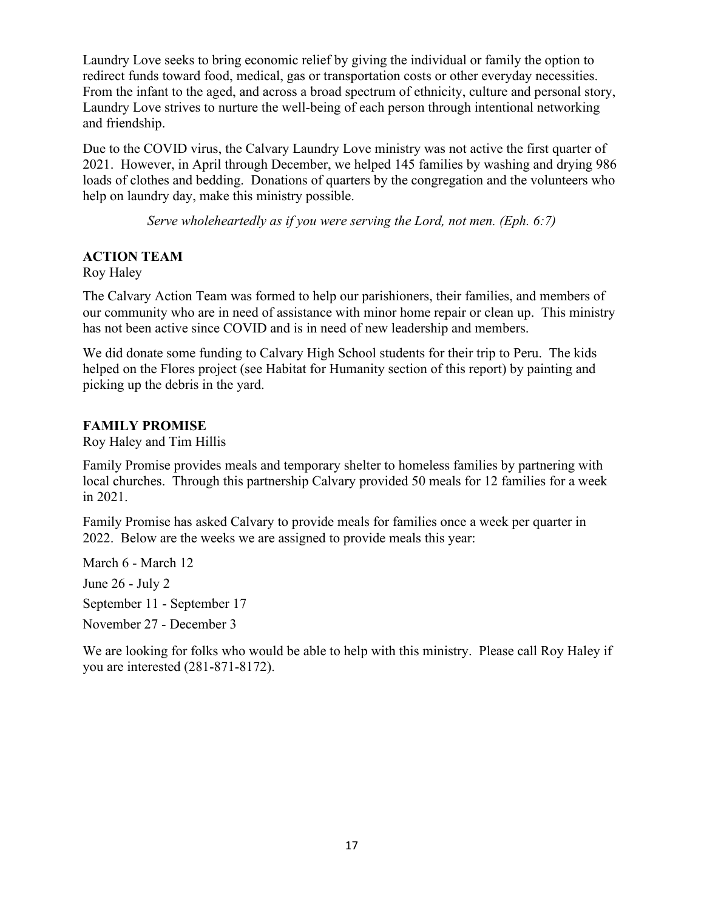Laundry Love seeks to bring economic relief by giving the individual or family the option to redirect funds toward food, medical, gas or transportation costs or other everyday necessities. From the infant to the aged, and across a broad spectrum of ethnicity, culture and personal story, Laundry Love strives to nurture the well-being of each person through intentional networking and friendship.

Due to the COVID virus, the Calvary Laundry Love ministry was not active the first quarter of 2021. However, in April through December, we helped 145 families by washing and drying 986 loads of clothes and bedding. Donations of quarters by the congregation and the volunteers who help on laundry day, make this ministry possible.

*Serve wholeheartedly as if you were serving the Lord, not men. (Eph. 6:7)*

## ACTION TEAM

Roy Haley

The Calvary Action Team was formed to help our parishioners, their families, and members of our community who are in need of assistance with minor home repair or clean up. This ministry has not been active since COVID and is in need of new leadership and members.

We did donate some funding to Calvary High School students for their trip to Peru. The kids helped on the Flores project (see Habitat for Humanity section of this report) by painting and picking up the debris in the yard.

## FAMILY PROMISE

Roy Haley and Tim Hillis

Family Promise provides meals and temporary shelter to homeless families by partnering with local churches. Through this partnership Calvary provided 50 meals for 12 families for a week in 2021.

Family Promise has asked Calvary to provide meals for families once a week per quarter in 2022. Below are the weeks we are assigned to provide meals this year:

March 6 - March 12

June 26 - July 2

September 11 - September 17

November 27 - December 3

We are looking for folks who would be able to help with this ministry. Please call Roy Haley if you are interested (281-871-8172).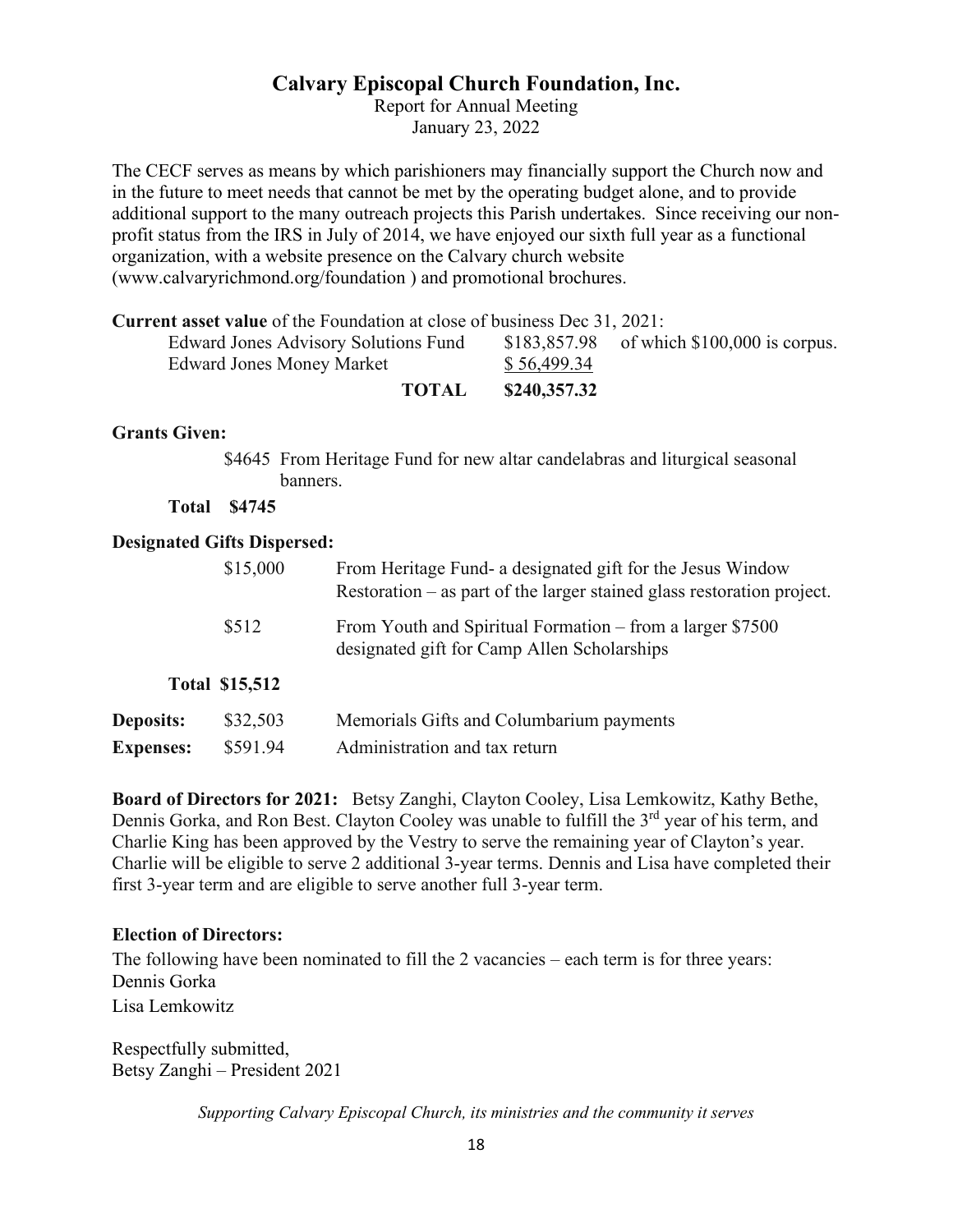# Calvary Episcopal Church Foundation, Inc.

Report for Annual Meeting
January 23, 2022

The CECF serves as means by which parishioners may financially support the Church now and in the future to meet needs that cannot be met by the operating budget alone, and to provide additional support to the many outreach projects this Parish undertakes. Since receiving our non-profit status from the IRS in July of 2014, we have enjoyed our sixth full year as a functional organization, with a website presence on the Calvary church website (www.calvaryrichmond.org/foundation ) and promotional brochures.

**Current asset value** of the Foundation at close of business Dec 31, 2021:

| | | |
|---|---|---|
| Edward Jones Advisory Solutions Fund | $183,857.98 | of which $100,000 is corpus. |
| Edward Jones Money Market | $ 56,499.34 | |
| **TOTAL** | **$240,357.32** | |

**Grants Given:**

$4645 From Heritage Fund for new altar candelabras and liturgical seasonal banners.

**Total $4745**

**Designated Gifts Dispersed:**

| | |
|---|---|
| $15,000 | From Heritage Fund- a designated gift for the Jesus Window Restoration – as part of the larger stained glass restoration project. |
| $512 | From Youth and Spiritual Formation – from a larger $7500 designated gift for Camp Allen Scholarships |

**Total $15,512**

| | | |
|---|---|---|
| **Deposits:** | $32,503 | Memorials Gifts and Columbarium payments |
| **Expenses:** | $591.94 | Administration and tax return |

**Board of Directors for 2021:** Betsy Zanghi, Clayton Cooley, Lisa Lemkowitz, Kathy Bethe, Dennis Gorka, and Ron Best. Clayton Cooley was unable to fulfill the 3rd year of his term, and Charlie King has been approved by the Vestry to serve the remaining year of Clayton's year. Charlie will be eligible to serve 2 additional 3-year terms. Dennis and Lisa have completed their first 3-year term and are eligible to serve another full 3-year term.

**Election of Directors:**

The following have been nominated to fill the 2 vacancies – each term is for three years:
Dennis Gorka
Lisa Lemkowitz

Respectfully submitted,
Betsy Zanghi – President 2021

*Supporting Calvary Episcopal Church, its ministries and the community it serves*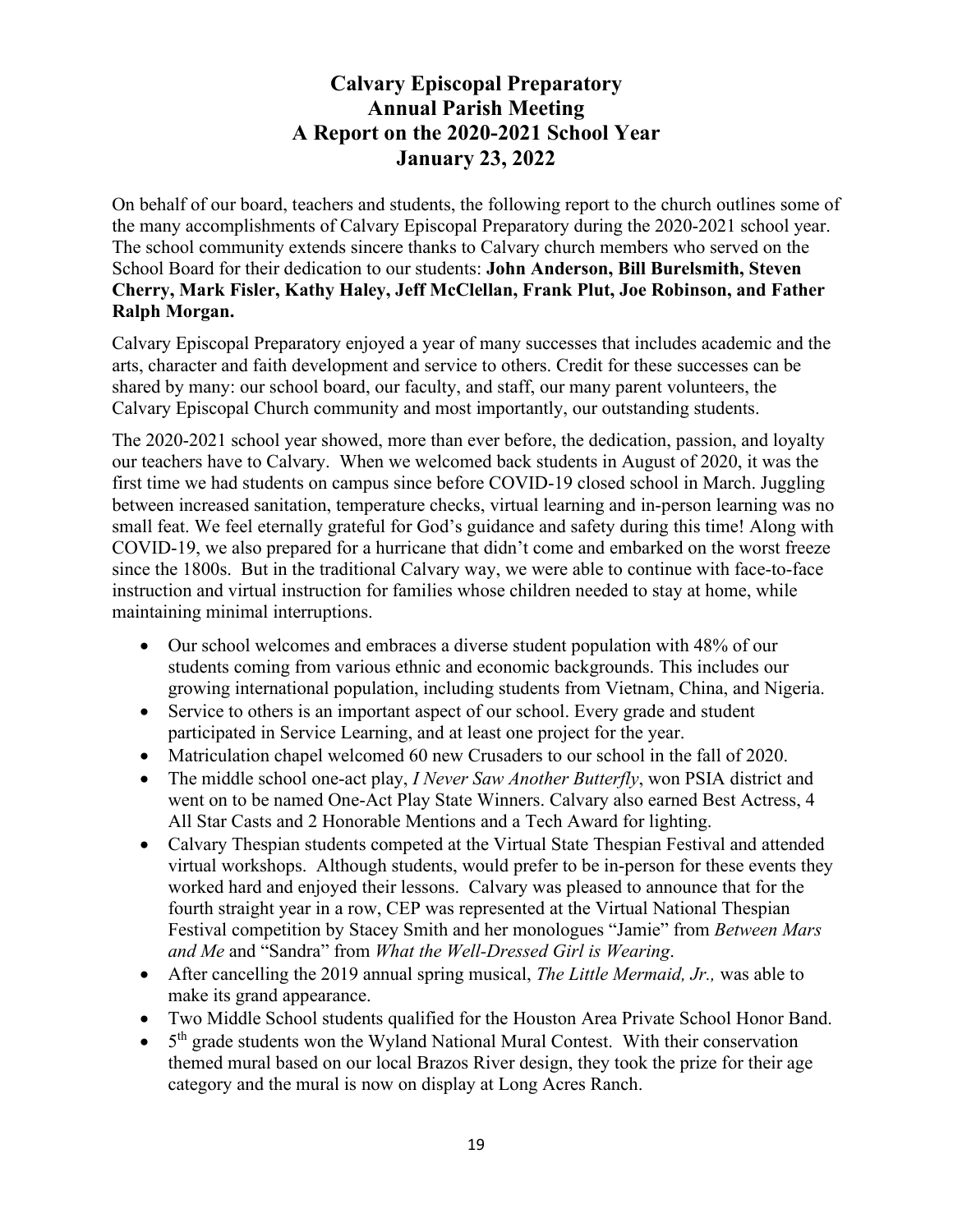# Calvary Episcopal Preparatory
# Annual Parish Meeting
# A Report on the 2020-2021 School Year
# January 23, 2022

On behalf of our board, teachers and students, the following report to the church outlines some of the many accomplishments of Calvary Episcopal Preparatory during the 2020-2021 school year. The school community extends sincere thanks to Calvary church members who served on the School Board for their dedication to our students: **John Anderson, Bill Burelsmith, Steven Cherry, Mark Fisler, Kathy Haley, Jeff McClellan, Frank Plut, Joe Robinson, and Father Ralph Morgan.**

Calvary Episcopal Preparatory enjoyed a year of many successes that includes academic and the arts, character and faith development and service to others. Credit for these successes can be shared by many: our school board, our faculty, and staff, our many parent volunteers, the Calvary Episcopal Church community and most importantly, our outstanding students.

The 2020-2021 school year showed, more than ever before, the dedication, passion, and loyalty our teachers have to Calvary. When we welcomed back students in August of 2020, it was the first time we had students on campus since before COVID-19 closed school in March. Juggling between increased sanitation, temperature checks, virtual learning and in-person learning was no small feat. We feel eternally grateful for God's guidance and safety during this time! Along with COVID-19, we also prepared for a hurricane that didn't come and embarked on the worst freeze since the 1800s. But in the traditional Calvary way, we were able to continue with face-to-face instruction and virtual instruction for families whose children needed to stay at home, while maintaining minimal interruptions.

- Our school welcomes and embraces a diverse student population with 48% of our students coming from various ethnic and economic backgrounds. This includes our growing international population, including students from Vietnam, China, and Nigeria.
- Service to others is an important aspect of our school. Every grade and student participated in Service Learning, and at least one project for the year.
- Matriculation chapel welcomed 60 new Crusaders to our school in the fall of 2020.
- The middle school one-act play, *I Never Saw Another Butterfly*, won PSIA district and went on to be named One-Act Play State Winners. Calvary also earned Best Actress, 4 All Star Casts and 2 Honorable Mentions and a Tech Award for lighting.
- Calvary Thespian students competed at the Virtual State Thespian Festival and attended virtual workshops. Although students, would prefer to be in-person for these events they worked hard and enjoyed their lessons. Calvary was pleased to announce that for the fourth straight year in a row, CEP was represented at the Virtual National Thespian Festival competition by Stacey Smith and her monologues "Jamie" from *Between Mars and Me* and "Sandra" from *What the Well-Dressed Girl is Wearing*.
- After cancelling the 2019 annual spring musical, *The Little Mermaid, Jr.,* was able to make its grand appearance.
- Two Middle School students qualified for the Houston Area Private School Honor Band.
- 5th grade students won the Wyland National Mural Contest. With their conservation themed mural based on our local Brazos River design, they took the prize for their age category and the mural is now on display at Long Acres Ranch.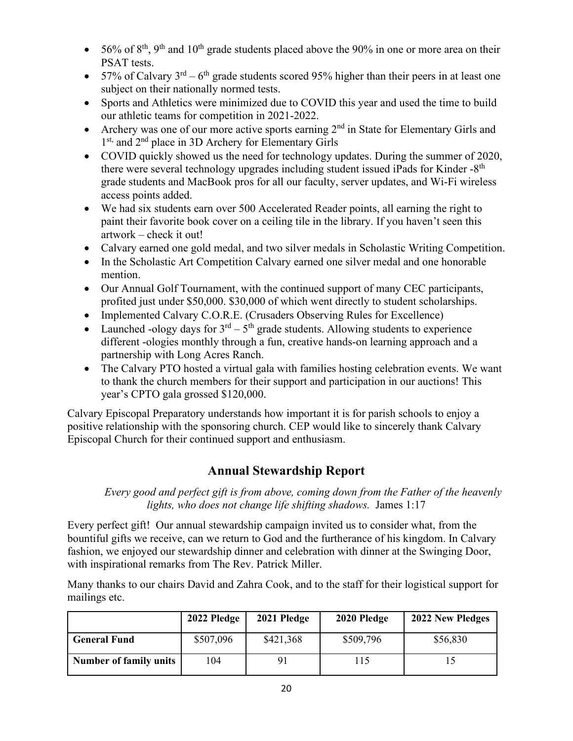- 56% of 8th, 9th and 10th grade students placed above the 90% in one or more area on their PSAT tests.
- 57% of Calvary 3rd – 6th grade students scored 95% higher than their peers in at least one subject on their nationally normed tests.
- Sports and Athletics were minimized due to COVID this year and used the time to build our athletic teams for competition in 2021-2022.
- Archery was one of our more active sports earning 2nd in State for Elementary Girls and 1st, and 2nd place in 3D Archery for Elementary Girls
- COVID quickly showed us the need for technology updates. During the summer of 2020, there were several technology upgrades including student issued iPads for Kinder -8th grade students and MacBook pros for all our faculty, server updates, and Wi-Fi wireless access points added.
- We had six students earn over 500 Accelerated Reader points, all earning the right to paint their favorite book cover on a ceiling tile in the library. If you haven't seen this artwork – check it out!
- Calvary earned one gold medal, and two silver medals in Scholastic Writing Competition.
- In the Scholastic Art Competition Calvary earned one silver medal and one honorable mention.
- Our Annual Golf Tournament, with the continued support of many CEC participants, profited just under $50,000. $30,000 of which went directly to student scholarships.
- Implemented Calvary C.O.R.E. (Crusaders Observing Rules for Excellence)
- Launched -ology days for 3rd – 5th grade students. Allowing students to experience different -ologies monthly through a fun, creative hands-on learning approach and a partnership with Long Acres Ranch.
- The Calvary PTO hosted a virtual gala with families hosting celebration events. We want to thank the church members for their support and participation in our auctions! This year's CPTO gala grossed $120,000.

Calvary Episcopal Preparatory understands how important it is for parish schools to enjoy a positive relationship with the sponsoring church. CEP would like to sincerely thank Calvary Episcopal Church for their continued support and enthusiasm.

## Annual Stewardship Report

*Every good and perfect gift is from above, coming down from the Father of the heavenly lights, who does not change life shifting shadows.* James 1:17

Every perfect gift! Our annual stewardship campaign invited us to consider what, from the bountiful gifts we receive, can we return to God and the furtherance of his kingdom. In Calvary fashion, we enjoyed our stewardship dinner and celebration with dinner at the Swinging Door, with inspirational remarks from The Rev. Patrick Miller.

Many thanks to our chairs David and Zahra Cook, and to the staff for their logistical support for mailings etc.

| | 2022 Pledge | 2021 Pledge | 2020 Pledge | 2022 New Pledges |
|---|---|---|---|---|
| **General Fund** | $507,096 | $421,368 | $509,796 | $56,830 |
| **Number of family units** | 104 | 91 | 115 | 15 |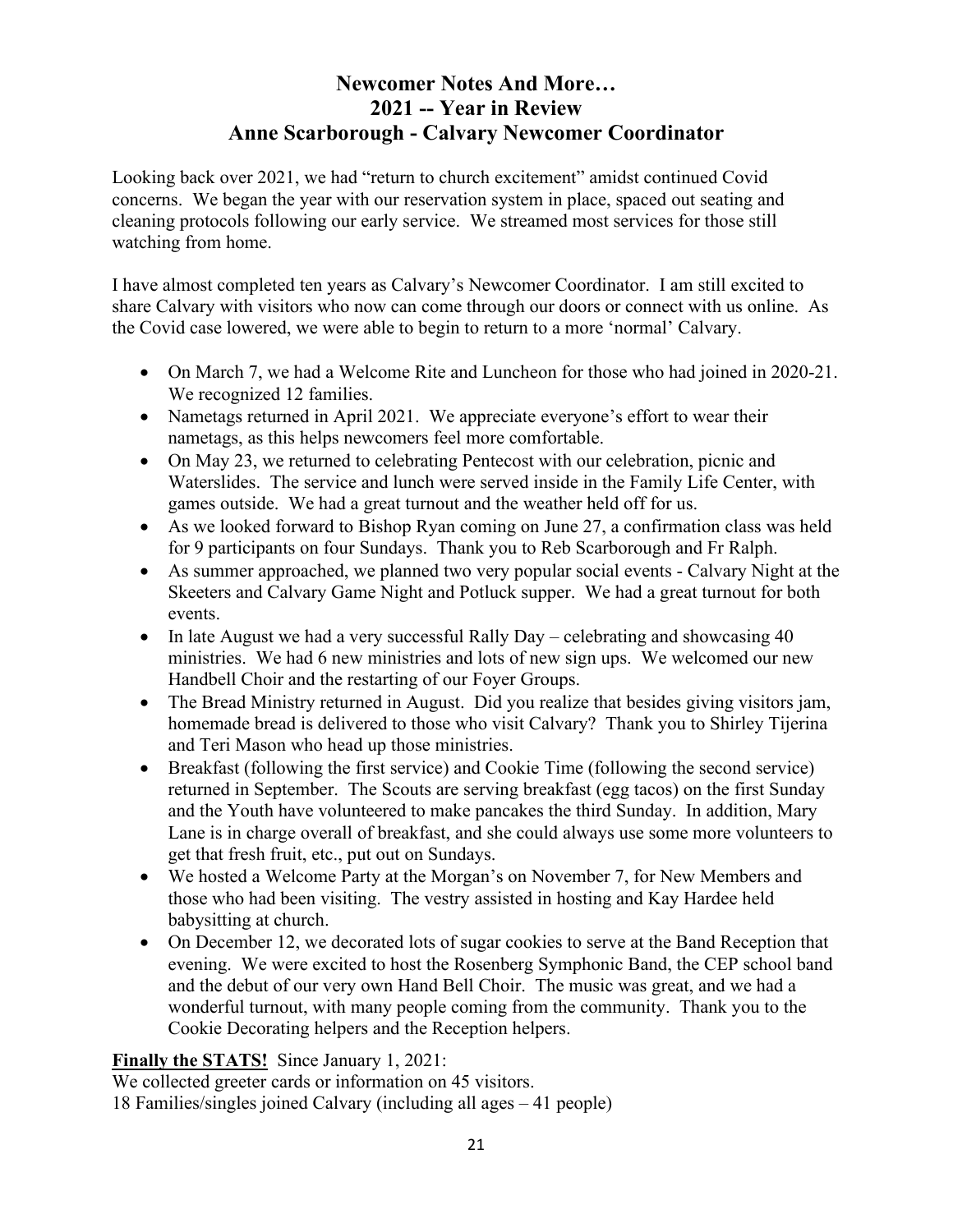# Newcomer Notes And More…
# 2021 -- Year in Review
# Anne Scarborough - Calvary Newcomer Coordinator

Looking back over 2021, we had "return to church excitement" amidst continued Covid concerns. We began the year with our reservation system in place, spaced out seating and cleaning protocols following our early service. We streamed most services for those still watching from home.

I have almost completed ten years as Calvary's Newcomer Coordinator. I am still excited to share Calvary with visitors who now can come through our doors or connect with us online. As the Covid case lowered, we were able to begin to return to a more 'normal' Calvary.

- On March 7, we had a Welcome Rite and Luncheon for those who had joined in 2020-21. We recognized 12 families.
- Nametags returned in April 2021. We appreciate everyone's effort to wear their nametags, as this helps newcomers feel more comfortable.
- On May 23, we returned to celebrating Pentecost with our celebration, picnic and Waterslides. The service and lunch were served inside in the Family Life Center, with games outside. We had a great turnout and the weather held off for us.
- As we looked forward to Bishop Ryan coming on June 27, a confirmation class was held for 9 participants on four Sundays. Thank you to Reb Scarborough and Fr Ralph.
- As summer approached, we planned two very popular social events - Calvary Night at the Skeeters and Calvary Game Night and Potluck supper. We had a great turnout for both events.
- In late August we had a very successful Rally Day – celebrating and showcasing 40 ministries. We had 6 new ministries and lots of new sign ups. We welcomed our new Handbell Choir and the restarting of our Foyer Groups.
- The Bread Ministry returned in August. Did you realize that besides giving visitors jam, homemade bread is delivered to those who visit Calvary? Thank you to Shirley Tijerina and Teri Mason who head up those ministries.
- Breakfast (following the first service) and Cookie Time (following the second service) returned in September. The Scouts are serving breakfast (egg tacos) on the first Sunday and the Youth have volunteered to make pancakes the third Sunday. In addition, Mary Lane is in charge overall of breakfast, and she could always use some more volunteers to get that fresh fruit, etc., put out on Sundays.
- We hosted a Welcome Party at the Morgan's on November 7, for New Members and those who had been visiting. The vestry assisted in hosting and Kay Hardee held babysitting at church.
- On December 12, we decorated lots of sugar cookies to serve at the Band Reception that evening. We were excited to host the Rosenberg Symphonic Band, the CEP school band and the debut of our very own Hand Bell Choir. The music was great, and we had a wonderful turnout, with many people coming from the community. Thank you to the Cookie Decorating helpers and the Reception helpers.

**<u>Finally the STATS!</u>** Since January 1, 2021:
We collected greeter cards or information on 45 visitors.
18 Families/singles joined Calvary (including all ages – 41 people)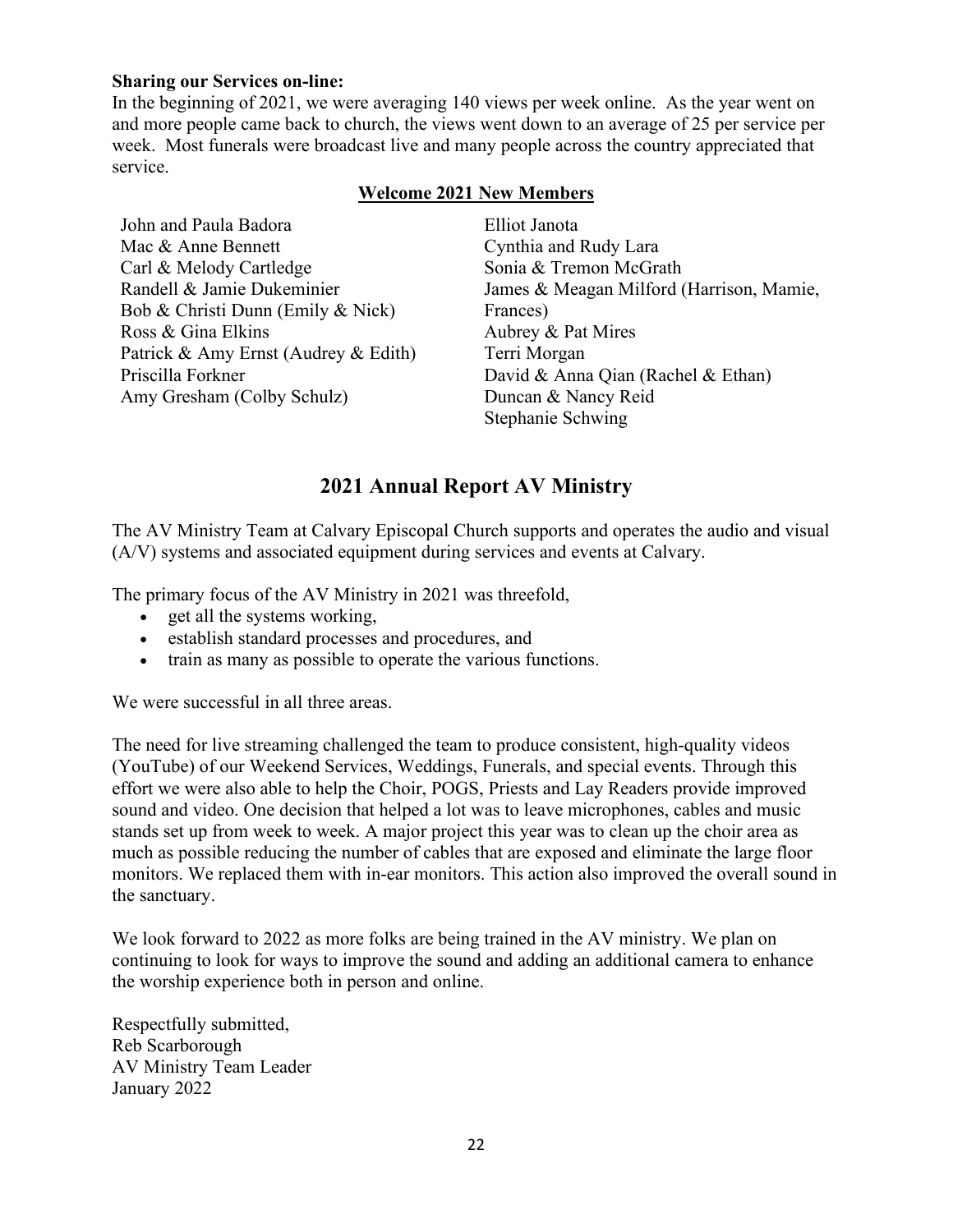**Sharing our Services on-line:**

In the beginning of 2021, we were averaging 140 views per week online. As the year went on and more people came back to church, the views went down to an average of 25 per service per week. Most funerals were broadcast live and many people across the country appreciated that service.

**Welcome 2021 New Members**

John and Paula Badora
Mac & Anne Bennett
Carl & Melody Cartledge
Randell & Jamie Dukeminier
Bob & Christi Dunn (Emily & Nick)
Ross & Gina Elkins
Patrick & Amy Ernst (Audrey & Edith)
Priscilla Forkner
Amy Gresham (Colby Schulz)
Elliot Janota
Cynthia and Rudy Lara
Sonia & Tremon McGrath
James & Meagan Milford (Harrison, Mamie, Frances)
Aubrey & Pat Mires
Terri Morgan
David & Anna Qian (Rachel & Ethan)
Duncan & Nancy Reid
Stephanie Schwing

## 2021 Annual Report AV Ministry

The AV Ministry Team at Calvary Episcopal Church supports and operates the audio and visual (A/V) systems and associated equipment during services and events at Calvary.

The primary focus of the AV Ministry in 2021 was threefold,

- get all the systems working,
- establish standard processes and procedures, and
- train as many as possible to operate the various functions.

We were successful in all three areas.

The need for live streaming challenged the team to produce consistent, high-quality videos (YouTube) of our Weekend Services, Weddings, Funerals, and special events. Through this effort we were also able to help the Choir, POGS, Priests and Lay Readers provide improved sound and video. One decision that helped a lot was to leave microphones, cables and music stands set up from week to week. A major project this year was to clean up the choir area as much as possible reducing the number of cables that are exposed and eliminate the large floor monitors. We replaced them with in-ear monitors. This action also improved the overall sound in the sanctuary.

We look forward to 2022 as more folks are being trained in the AV ministry. We plan on continuing to look for ways to improve the sound and adding an additional camera to enhance the worship experience both in person and online.

Respectfully submitted,
Reb Scarborough
AV Ministry Team Leader
January 2022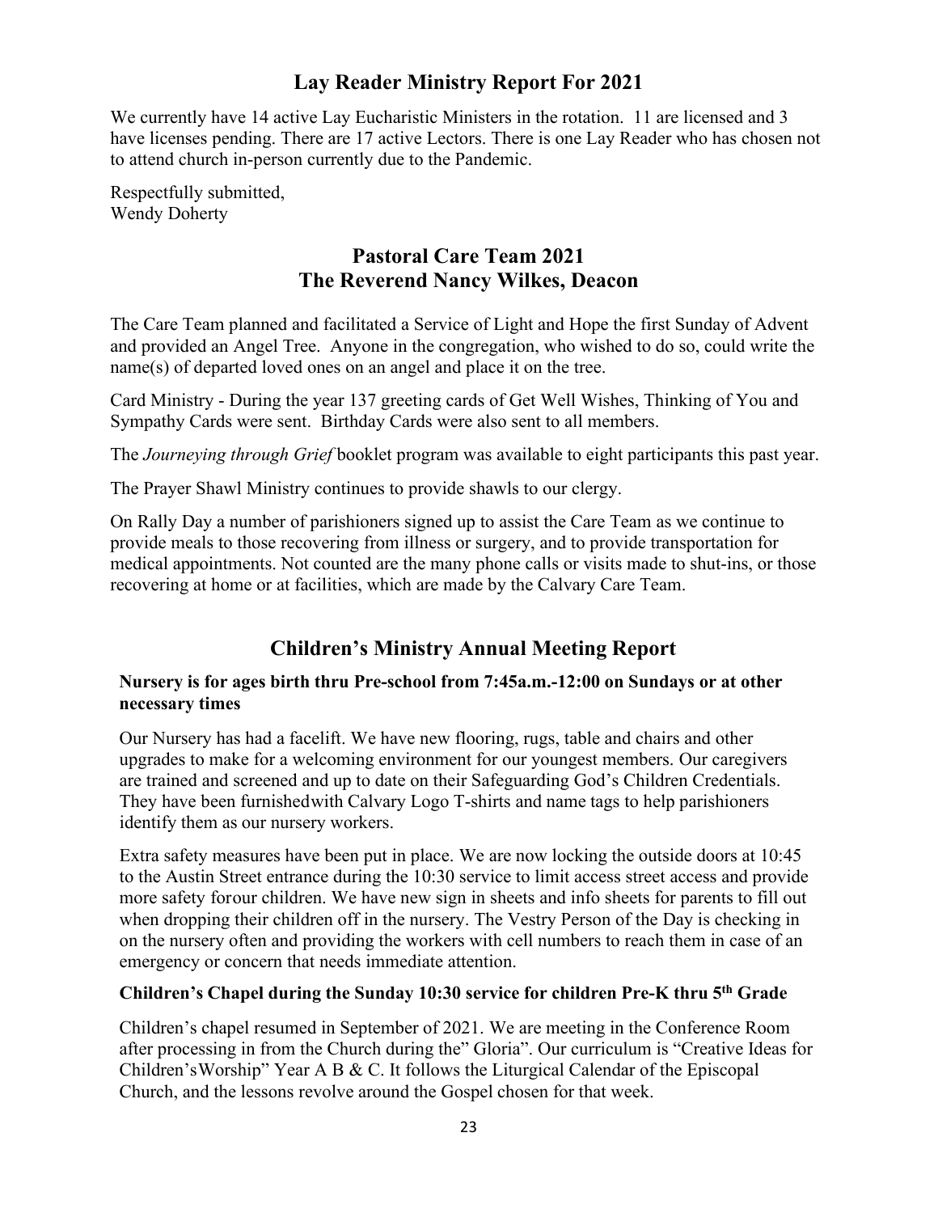## Lay Reader Ministry Report For 2021

We currently have 14 active Lay Eucharistic Ministers in the rotation. 11 are licensed and 3 have licenses pending. There are 17 active Lectors. There is one Lay Reader who has chosen not to attend church in-person currently due to the Pandemic.

Respectfully submitted,
Wendy Doherty

## Pastoral Care Team 2021
## The Reverend Nancy Wilkes, Deacon

The Care Team planned and facilitated a Service of Light and Hope the first Sunday of Advent and provided an Angel Tree. Anyone in the congregation, who wished to do so, could write the name(s) of departed loved ones on an angel and place it on the tree.

Card Ministry - During the year 137 greeting cards of Get Well Wishes, Thinking of You and Sympathy Cards were sent. Birthday Cards were also sent to all members.

The *Journeying through Grief* booklet program was available to eight participants this past year.

The Prayer Shawl Ministry continues to provide shawls to our clergy.

On Rally Day a number of parishioners signed up to assist the Care Team as we continue to provide meals to those recovering from illness or surgery, and to provide transportation for medical appointments. Not counted are the many phone calls or visits made to shut-ins, or those recovering at home or at facilities, which are made by the Calvary Care Team.

## Children's Ministry Annual Meeting Report

**Nursery is for ages birth thru Pre-school from 7:45a.m.-12:00 on Sundays or at other necessary times**

Our Nursery has had a facelift. We have new flooring, rugs, table and chairs and other upgrades to make for a welcoming environment for our youngest members. Our caregivers are trained and screened and up to date on their Safeguarding God's Children Credentials. They have been furnishedwith Calvary Logo T-shirts and name tags to help parishioners identify them as our nursery workers.

Extra safety measures have been put in place. We are now locking the outside doors at 10:45 to the Austin Street entrance during the 10:30 service to limit access street access and provide more safety forour children. We have new sign in sheets and info sheets for parents to fill out when dropping their children off in the nursery. The Vestry Person of the Day is checking in on the nursery often and providing the workers with cell numbers to reach them in case of an emergency or concern that needs immediate attention.

**Children's Chapel during the Sunday 10:30 service for children Pre-K thru 5th Grade**

Children's chapel resumed in September of 2021. We are meeting in the Conference Room after processing in from the Church during the" Gloria". Our curriculum is "Creative Ideas for Children'sWorship" Year A B & C. It follows the Liturgical Calendar of the Episcopal Church, and the lessons revolve around the Gospel chosen for that week.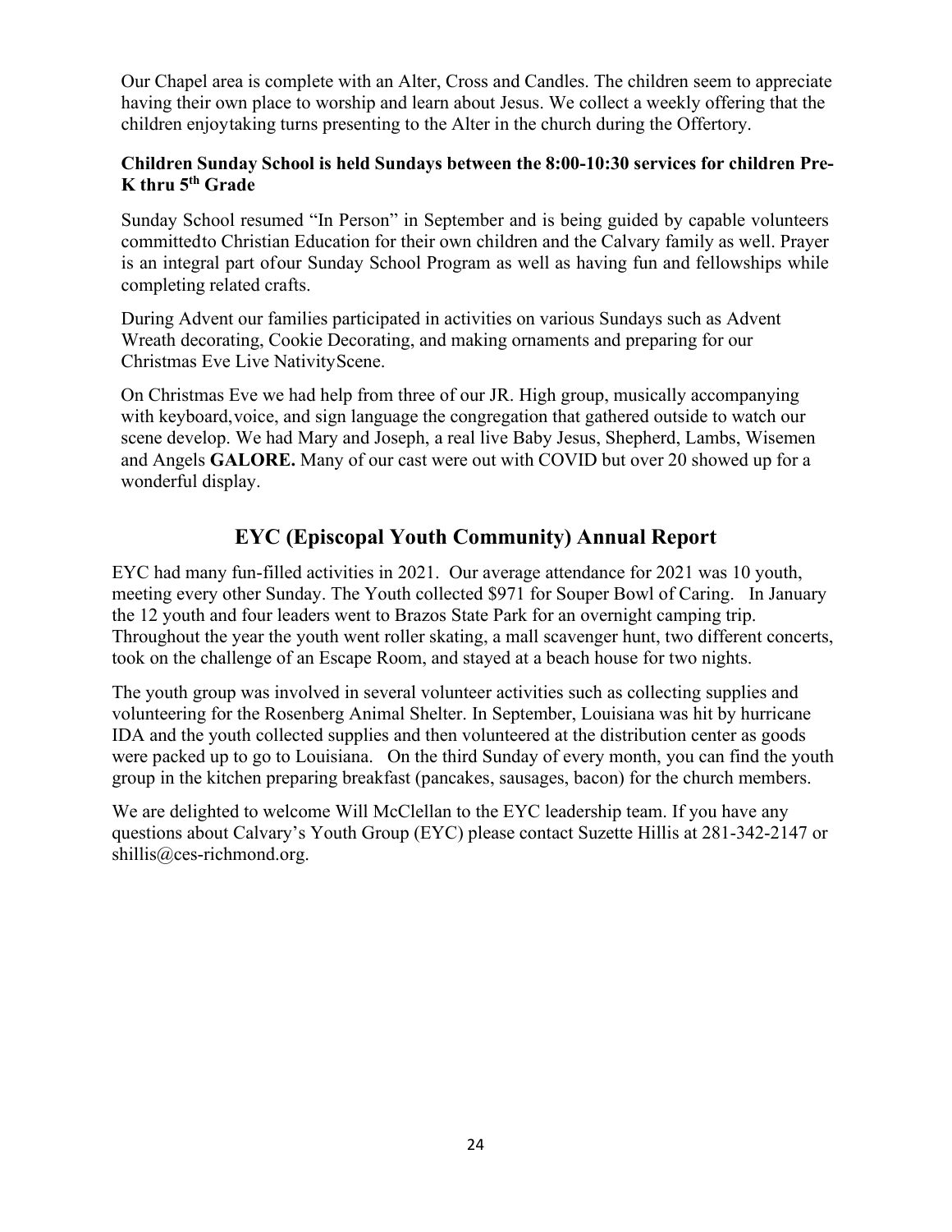Our Chapel area is complete with an Alter, Cross and Candles. The children seem to appreciate having their own place to worship and learn about Jesus. We collect a weekly offering that the children enjoytaking turns presenting to the Alter in the church during the Offertory.

**Children Sunday School is held Sundays between the 8:00-10:30 services for children Pre-K thru 5th Grade**

Sunday School resumed "In Person" in September and is being guided by capable volunteers committedto Christian Education for their own children and the Calvary family as well. Prayer is an integral part ofour Sunday School Program as well as having fun and fellowships while completing related crafts.

During Advent our families participated in activities on various Sundays such as Advent Wreath decorating, Cookie Decorating, and making ornaments and preparing for our Christmas Eve Live NativityScene.

On Christmas Eve we had help from three of our JR. High group, musically accompanying with keyboard,voice, and sign language the congregation that gathered outside to watch our scene develop. We had Mary and Joseph, a real live Baby Jesus, Shepherd, Lambs, Wisemen and Angels **GALORE.** Many of our cast were out with COVID but over 20 showed up for a wonderful display.

## EYC (Episcopal Youth Community) Annual Report

EYC had many fun-filled activities in 2021. Our average attendance for 2021 was 10 youth, meeting every other Sunday. The Youth collected $971 for Souper Bowl of Caring. In January the 12 youth and four leaders went to Brazos State Park for an overnight camping trip. Throughout the year the youth went roller skating, a mall scavenger hunt, two different concerts, took on the challenge of an Escape Room, and stayed at a beach house for two nights.

The youth group was involved in several volunteer activities such as collecting supplies and volunteering for the Rosenberg Animal Shelter. In September, Louisiana was hit by hurricane IDA and the youth collected supplies and then volunteered at the distribution center as goods were packed up to go to Louisiana. On the third Sunday of every month, you can find the youth group in the kitchen preparing breakfast (pancakes, sausages, bacon) for the church members.

We are delighted to welcome Will McClellan to the EYC leadership team. If you have any questions about Calvary's Youth Group (EYC) please contact Suzette Hillis at 281-342-2147 or shillis@ces-richmond.org.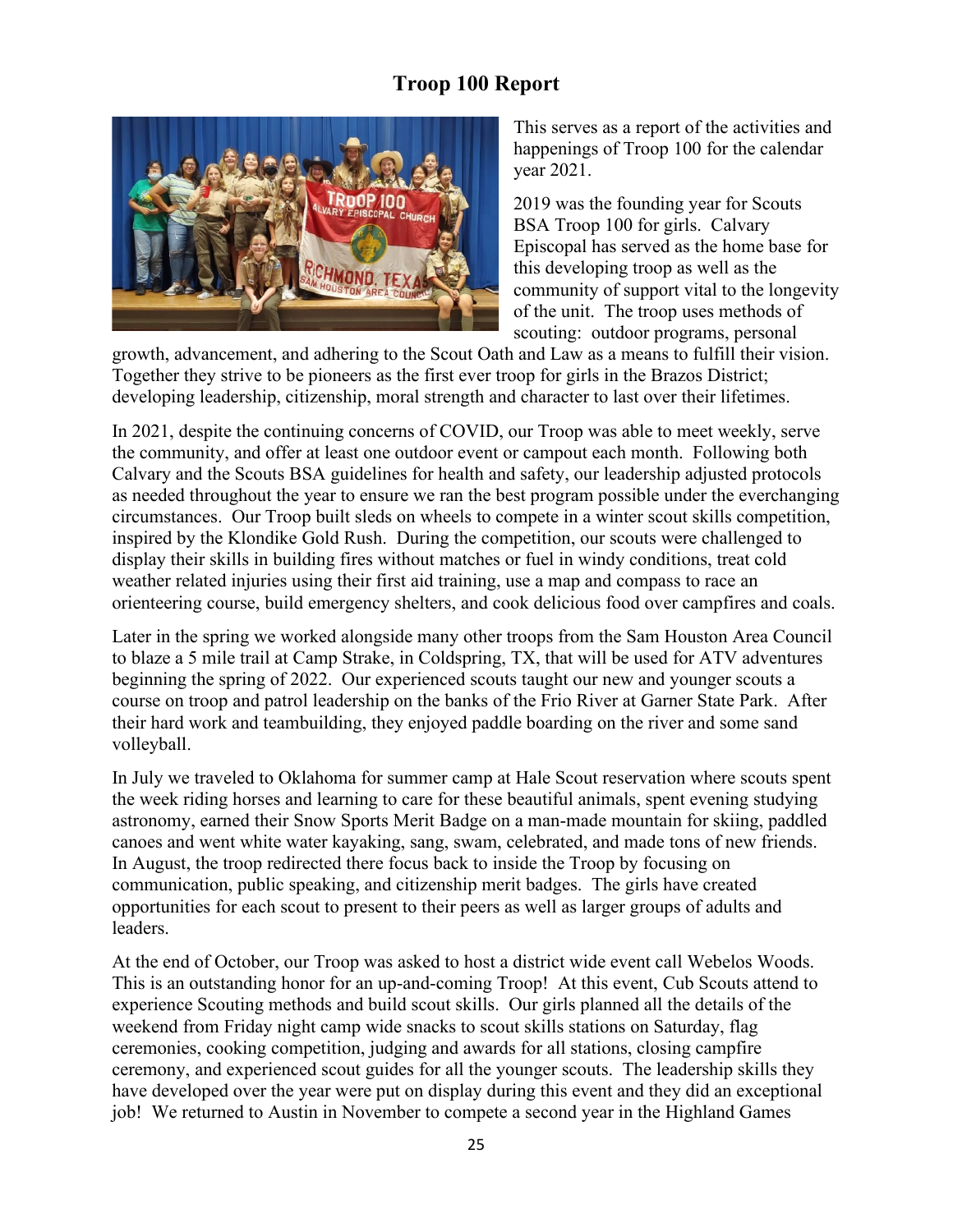## Troop 100 Report

This serves as a report of the activities and happenings of Troop 100 for the calendar year 2021.

2019 was the founding year for Scouts BSA Troop 100 for girls. Calvary Episcopal has served as the home base for this developing troop as well as the community of support vital to the longevity of the unit. The troop uses methods of scouting: outdoor programs, personal growth, advancement, and adhering to the Scout Oath and Law as a means to fulfill their vision. Together they strive to be pioneers as the first ever troop for girls in the Brazos District; developing leadership, citizenship, moral strength and character to last over their lifetimes.

In 2021, despite the continuing concerns of COVID, our Troop was able to meet weekly, serve the community, and offer at least one outdoor event or campout each month. Following both Calvary and the Scouts BSA guidelines for health and safety, our leadership adjusted protocols as needed throughout the year to ensure we ran the best program possible under the everchanging circumstances. Our Troop built sleds on wheels to compete in a winter scout skills competition, inspired by the Klondike Gold Rush. During the competition, our scouts were challenged to display their skills in building fires without matches or fuel in windy conditions, treat cold weather related injuries using their first aid training, use a map and compass to race an orienteering course, build emergency shelters, and cook delicious food over campfires and coals.

Later in the spring we worked alongside many other troops from the Sam Houston Area Council to blaze a 5 mile trail at Camp Strake, in Coldspring, TX, that will be used for ATV adventures beginning the spring of 2022. Our experienced scouts taught our new and younger scouts a course on troop and patrol leadership on the banks of the Frio River at Garner State Park. After their hard work and teambuilding, they enjoyed paddle boarding on the river and some sand volleyball.

In July we traveled to Oklahoma for summer camp at Hale Scout reservation where scouts spent the week riding horses and learning to care for these beautiful animals, spent evening studying astronomy, earned their Snow Sports Merit Badge on a man-made mountain for skiing, paddled canoes and went white water kayaking, sang, swam, celebrated, and made tons of new friends. In August, the troop redirected there focus back to inside the Troop by focusing on communication, public speaking, and citizenship merit badges. The girls have created opportunities for each scout to present to their peers as well as larger groups of adults and leaders.

At the end of October, our Troop was asked to host a district wide event call Webelos Woods. This is an outstanding honor for an up-and-coming Troop! At this event, Cub Scouts attend to experience Scouting methods and build scout skills. Our girls planned all the details of the weekend from Friday night camp wide snacks to scout skills stations on Saturday, flag ceremonies, cooking competition, judging and awards for all stations, closing campfire ceremony, and experienced scout guides for all the younger scouts. The leadership skills they have developed over the year were put on display during this event and they did an exceptional job! We returned to Austin in November to compete a second year in the Highland Games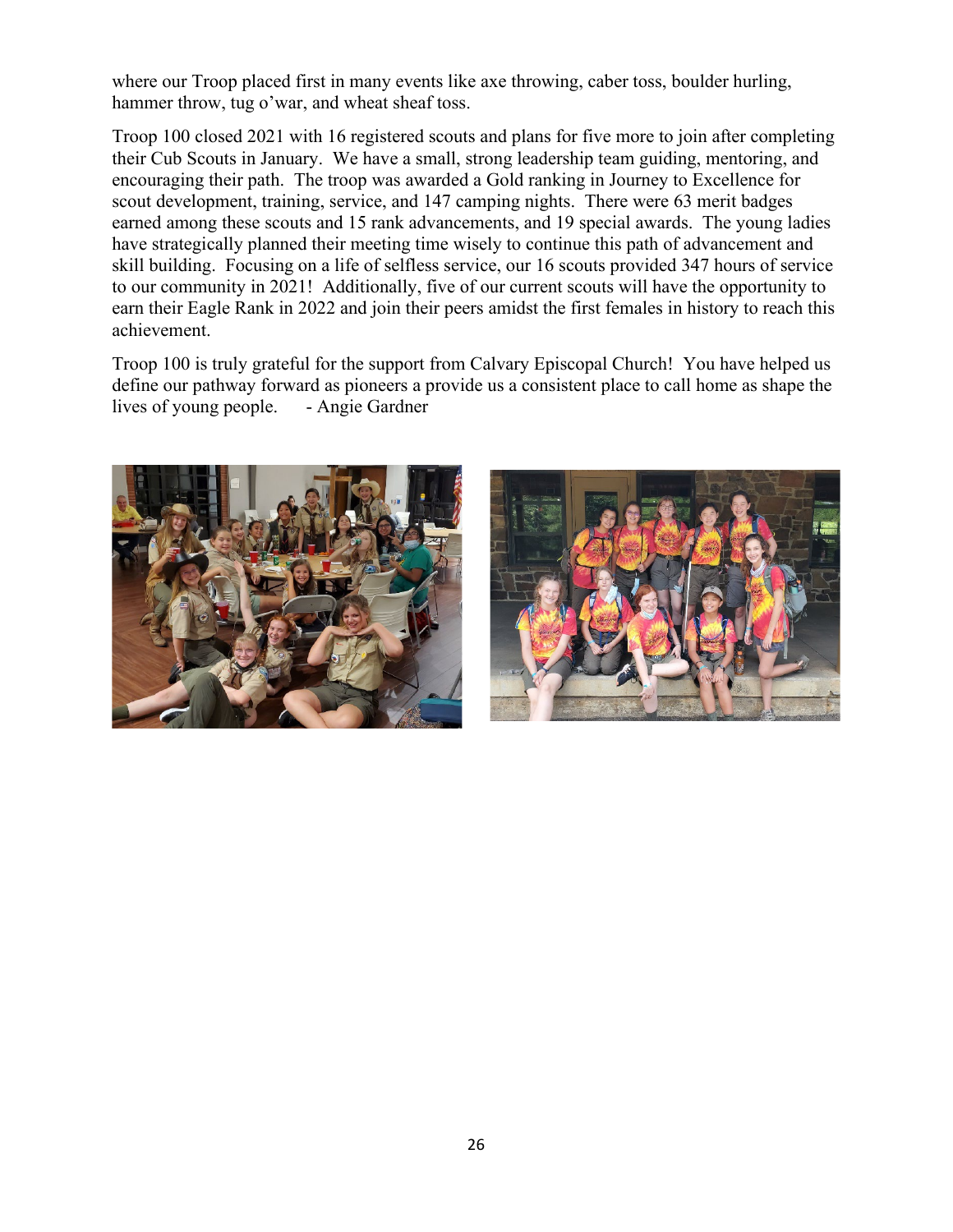where our Troop placed first in many events like axe throwing, caber toss, boulder hurling, hammer throw, tug o'war, and wheat sheaf toss.

Troop 100 closed 2021 with 16 registered scouts and plans for five more to join after completing their Cub Scouts in January. We have a small, strong leadership team guiding, mentoring, and encouraging their path. The troop was awarded a Gold ranking in Journey to Excellence for scout development, training, service, and 147 camping nights. There were 63 merit badges earned among these scouts and 15 rank advancements, and 19 special awards. The young ladies have strategically planned their meeting time wisely to continue this path of advancement and skill building. Focusing on a life of selfless service, our 16 scouts provided 347 hours of service to our community in 2021! Additionally, five of our current scouts will have the opportunity to earn their Eagle Rank in 2022 and join their peers amidst the first females in history to reach this achievement.

Troop 100 is truly grateful for the support from Calvary Episcopal Church! You have helped us define our pathway forward as pioneers a provide us a consistent place to call home as shape the lives of young people. - Angie Gardner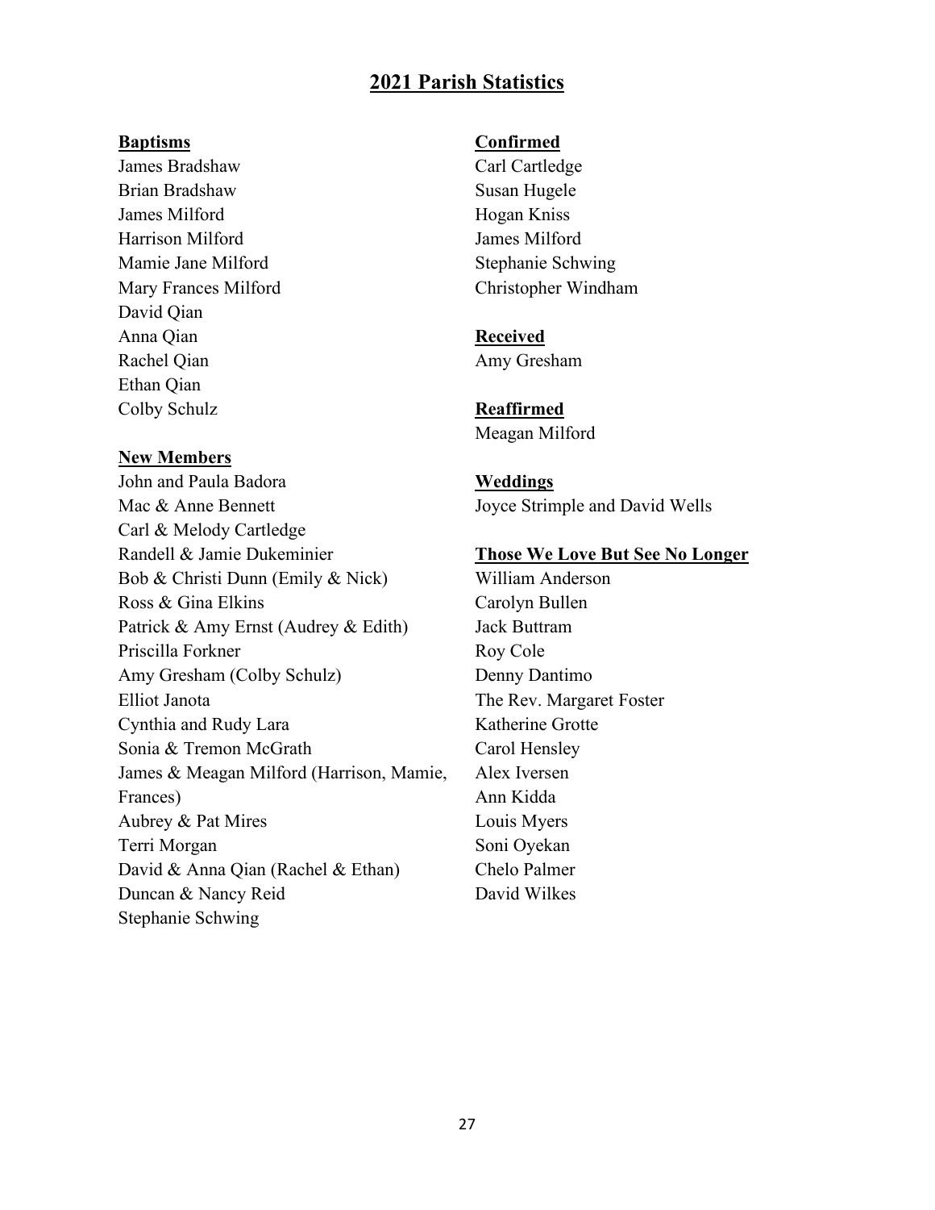# 2021 Parish Statistics

**Baptisms**

James Bradshaw
Brian Bradshaw
James Milford
Harrison Milford
Mamie Jane Milford
Mary Frances Milford
David Qian
Anna Qian
Rachel Qian
Ethan Qian
Colby Schulz

**New Members**

John and Paula Badora
Mac & Anne Bennett
Carl & Melody Cartledge
Randell & Jamie Dukeminier
Bob & Christi Dunn (Emily & Nick)
Ross & Gina Elkins
Patrick & Amy Ernst (Audrey & Edith)
Priscilla Forkner
Amy Gresham (Colby Schulz)
Elliot Janota
Cynthia and Rudy Lara
Sonia & Tremon McGrath
James & Meagan Milford (Harrison, Mamie, Frances)
Aubrey & Pat Mires
Terri Morgan
David & Anna Qian (Rachel & Ethan)
Duncan & Nancy Reid
Stephanie Schwing

**Confirmed**

Carl Cartledge
Susan Hugele
Hogan Kniss
James Milford
Stephanie Schwing
Christopher Windham

**Received**

Amy Gresham

**Reaffirmed**

Meagan Milford

**Weddings**

Joyce Strimple and David Wells

**Those We Love But See No Longer**

William Anderson
Carolyn Bullen
Jack Buttram
Roy Cole
Denny Dantimo
The Rev. Margaret Foster
Katherine Grotte
Carol Hensley
Alex Iversen
Ann Kidda
Louis Myers
Soni Oyekan
Chelo Palmer
David Wilkes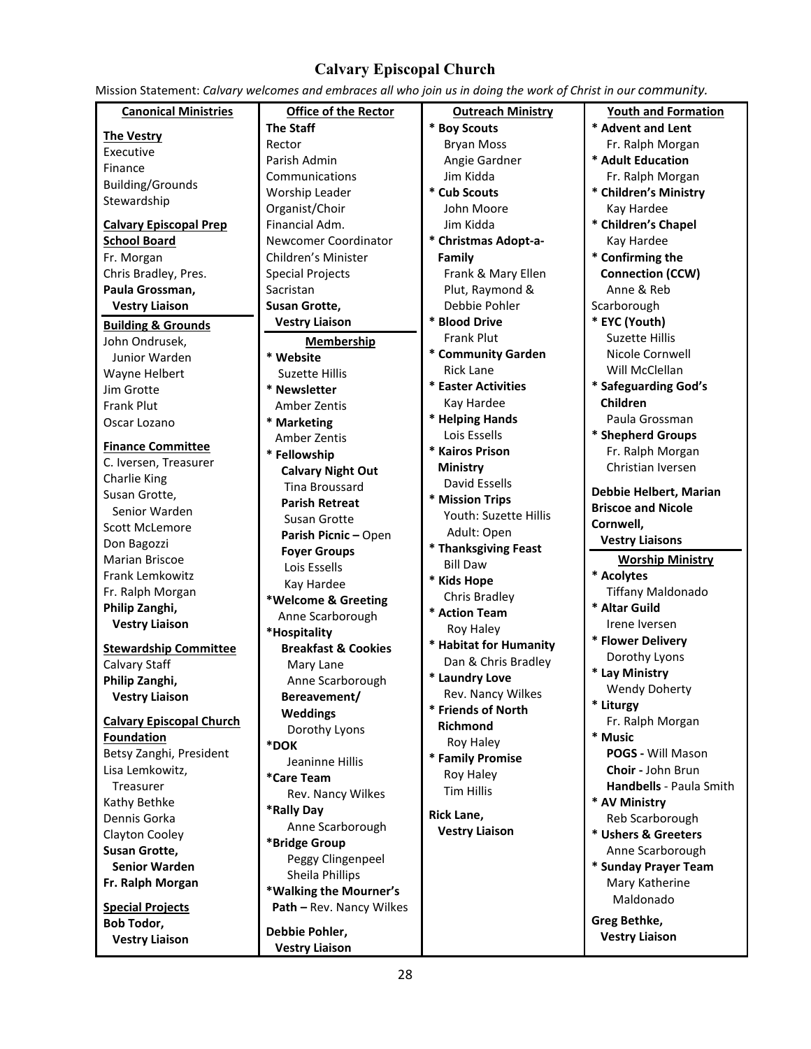# Calvary Episcopal Church

Mission Statement: *Calvary welcomes and embraces all who join us in doing the work of Christ in our community.*

## Canonical Ministries

**The Vestry**
Executive
Finance
Building/Grounds
Stewardship

**Calvary Episcopal Prep School Board**
Fr. Morgan
Chris Bradley, Pres.
**Paula Grossman, Vestry Liaison**

**Building & Grounds**
John Ondrusek, Junior Warden
Wayne Helbert
Jim Grotte
Frank Plut
Oscar Lozano

**Finance Committee**
C. Iversen, Treasurer
Charlie King
Susan Grotte, Senior Warden
Scott McLemore
Don Bagozzi
Marian Briscoe
Frank Lemkowitz
Fr. Ralph Morgan
**Philip Zanghi, Vestry Liaison**

**Stewardship Committee**
Calvary Staff
**Philip Zanghi, Vestry Liaison**

**Calvary Episcopal Church Foundation**
Betsy Zanghi, President
Lisa Lemkowitz, Treasurer
Kathy Bethke
Dennis Gorka
Clayton Cooley
**Susan Grotte, Senior Warden**
**Fr. Ralph Morgan**

**Special Projects**
**Bob Todor, Vestry Liaison**

## Office of the Rector

**The Staff**
Rector
Parish Admin
Communications
Worship Leader
Organist/Choir
Financial Adm.
Newcomer Coordinator
Children's Minister
Special Projects
Sacristan
**Susan Grotte, Vestry Liaison**

**Membership**
* **Website** – Suzette Hillis
* **Newsletter** – Amber Zentis
* **Marketing** – Amber Zentis
* **Fellowship**
  * **Calvary Night Out** – Tina Broussard
  * **Parish Retreat** – Susan Grotte
  * **Parish Picnic** – Open
  * **Foyer Groups** – Lois Essells, Kay Hardee
* **Welcome & Greeting** – Anne Scarborough
* **Hospitality**
  * **Breakfast & Cookies** – Mary Lane, Anne Scarborough
  * **Bereavement/ Weddings** – Dorothy Lyons
* **DOK** – Jeaninne Hillis
* **Care Team** – Rev. Nancy Wilkes
* **Rally Day** – Anne Scarborough
* **Bridge Group** – Peggy Clingenpeel, Sheila Phillips
* **Walking the Mourner's Path** – Rev. Nancy Wilkes

**Debbie Pohler, Vestry Liaison**

## Outreach Ministry

* **Boy Scouts** – Bryan Moss, Angie Gardner, Jim Kidda
* **Cub Scouts** – John Moore, Jim Kidda
* **Christmas Adopt-a-Family** – Frank & Mary Ellen Plut, Raymond & Debbie Pohler
* **Blood Drive** – Frank Plut
* **Community Garden** – Rick Lane
* **Easter Activities** – Kay Hardee
* **Helping Hands** – Lois Essells
* **Kairos Prison Ministry** – David Essells
* **Mission Trips** – Youth: Suzette Hillis; Adult: Open
* **Thanksgiving Feast** – Bill Daw
* **Kids Hope** – Chris Bradley
* **Action Team** – Roy Haley
* **Habitat for Humanity** – Dan & Chris Bradley
* **Laundry Love** – Rev. Nancy Wilkes
* **Friends of North Richmond** – Roy Haley
* **Family Promise** – Roy Haley, Tim Hillis

**Rick Lane, Vestry Liaison**

## Youth and Formation

* **Advent and Lent** – Fr. Ralph Morgan
* **Adult Education** – Fr. Ralph Morgan
* **Children's Ministry** – Kay Hardee
* **Children's Chapel** – Kay Hardee
* **Confirming the Connection (CCW)** – Anne & Reb Scarborough
* **EYC (Youth)** – Suzette Hillis, Nicole Cornwell, Will McClellan
* **Safeguarding God's Children** – Paula Grossman
* **Shepherd Groups** – Fr. Ralph Morgan, Christian Iversen

**Debbie Helbert, Marian Briscoe and Nicole Cornwell, Vestry Liaisons**

## Worship Ministry

* **Acolytes** – Tiffany Maldonado
* **Altar Guild** – Irene Iversen
* **Flower Delivery** – Dorothy Lyons
* **Lay Ministry** – Wendy Doherty
* **Liturgy** – Fr. Ralph Morgan
* **Music**
  * **POGS** - Will Mason
  * **Choir** - John Brun
  * **Handbells** - Paula Smith
* **AV Ministry** – Reb Scarborough
* **Ushers & Greeters** – Anne Scarborough
* **Sunday Prayer Team** – Mary Katherine Maldonado

**Greg Bethke, Vestry Liaison**